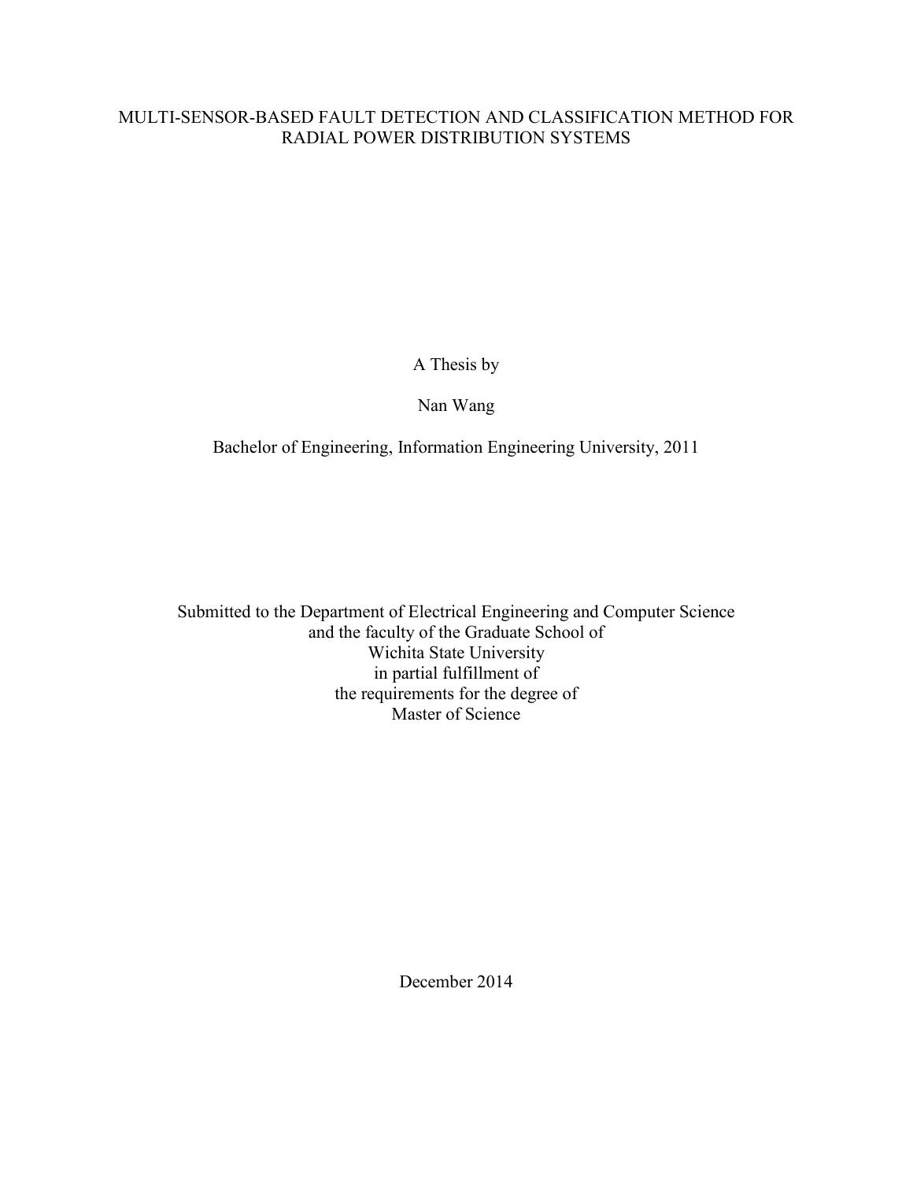# MULTI-SENSOR-BASED FAULT DETECTION AND CLASSIFICATION METHOD FOR RADIAL POWER DISTRIBUTION SYSTEMS

A Thesis by

Nan Wang

Bachelor of Engineering, Information Engineering University, 2011

Submitted to the Department of Electrical Engineering and Computer Science
and the faculty of the Graduate School of
Wichita State University
in partial fulfillment of
the requirements for the degree of
Master of Science

December 2014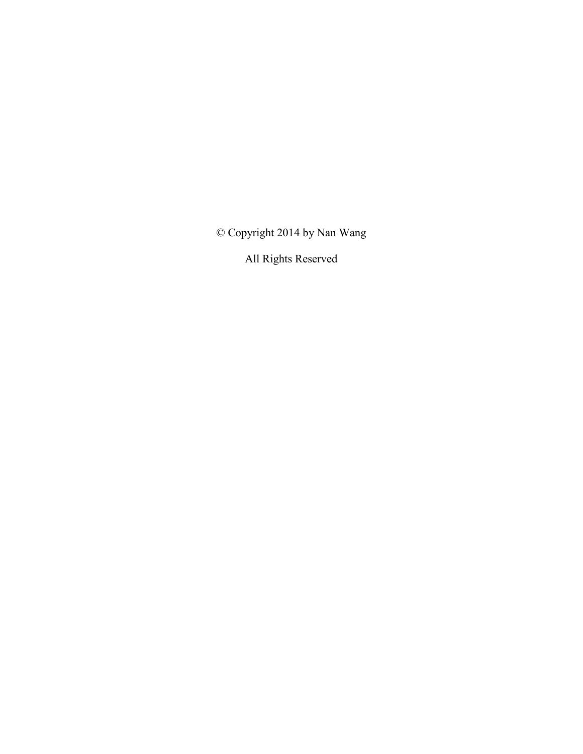© Copyright 2014 by Nan Wang

All Rights Reserved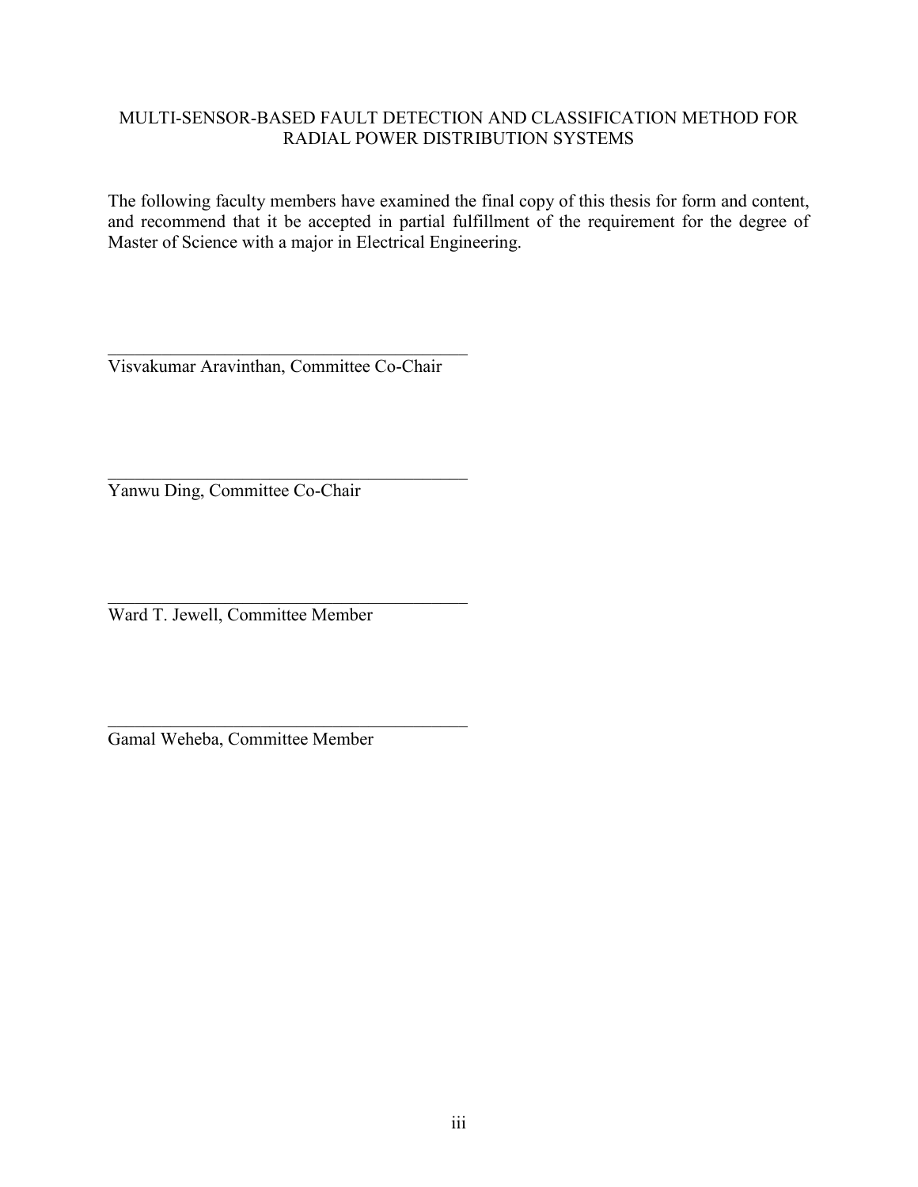MULTI-SENSOR-BASED FAULT DETECTION AND CLASSIFICATION METHOD FOR RADIAL POWER DISTRIBUTION SYSTEMS

The following faculty members have examined the final copy of this thesis for form and content, and recommend that it be accepted in partial fulfillment of the requirement for the degree of Master of Science with a major in Electrical Engineering.

\_\_\_\_\_\_\_\_\_\_\_\_\_\_\_\_\_\_\_\_\_\_\_\_\_\_\_\_\_\_\_\_\_\_\_\_\_\_\_\_

Visvakumar Aravinthan, Committee Co-Chair

\_\_\_\_\_\_\_\_\_\_\_\_\_\_\_\_\_\_\_\_\_\_\_\_\_\_\_\_\_\_\_\_\_\_\_\_\_\_\_\_

Yanwu Ding, Committee Co-Chair

\_\_\_\_\_\_\_\_\_\_\_\_\_\_\_\_\_\_\_\_\_\_\_\_\_\_\_\_\_\_\_\_\_\_\_\_\_\_\_\_

Ward T. Jewell, Committee Member

\_\_\_\_\_\_\_\_\_\_\_\_\_\_\_\_\_\_\_\_\_\_\_\_\_\_\_\_\_\_\_\_\_\_\_\_\_\_\_\_

Gamal Weheba, Committee Member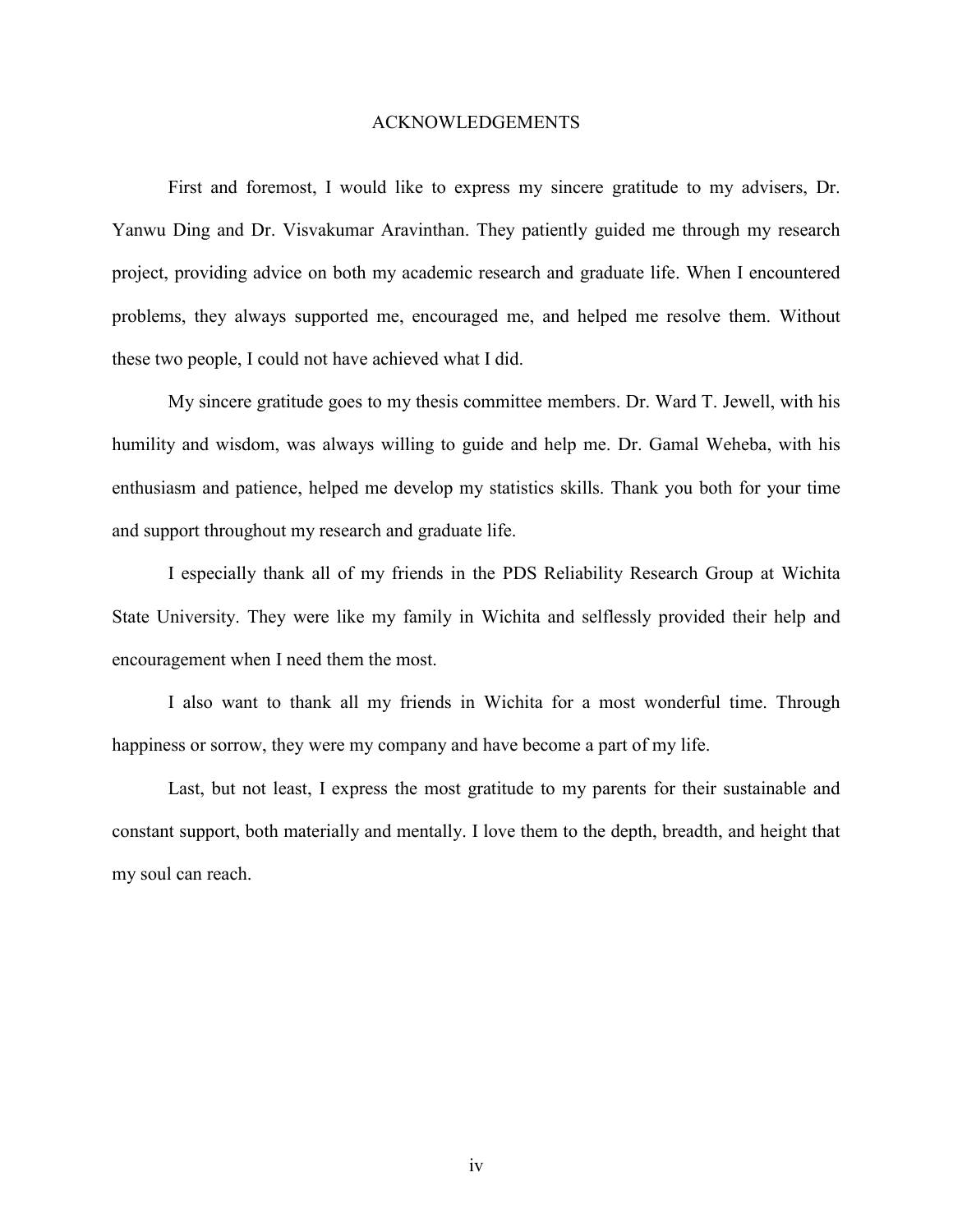# ACKNOWLEDGEMENTS

First and foremost, I would like to express my sincere gratitude to my advisers, Dr. Yanwu Ding and Dr. Visvakumar Aravinthan. They patiently guided me through my research project, providing advice on both my academic research and graduate life. When I encountered problems, they always supported me, encouraged me, and helped me resolve them. Without these two people, I could not have achieved what I did.

My sincere gratitude goes to my thesis committee members. Dr. Ward T. Jewell, with his humility and wisdom, was always willing to guide and help me. Dr. Gamal Weheba, with his enthusiasm and patience, helped me develop my statistics skills. Thank you both for your time and support throughout my research and graduate life.

I especially thank all of my friends in the PDS Reliability Research Group at Wichita State University. They were like my family in Wichita and selflessly provided their help and encouragement when I need them the most.

I also want to thank all my friends in Wichita for a most wonderful time. Through happiness or sorrow, they were my company and have become a part of my life.

Last, but not least, I express the most gratitude to my parents for their sustainable and constant support, both materially and mentally. I love them to the depth, breadth, and height that my soul can reach.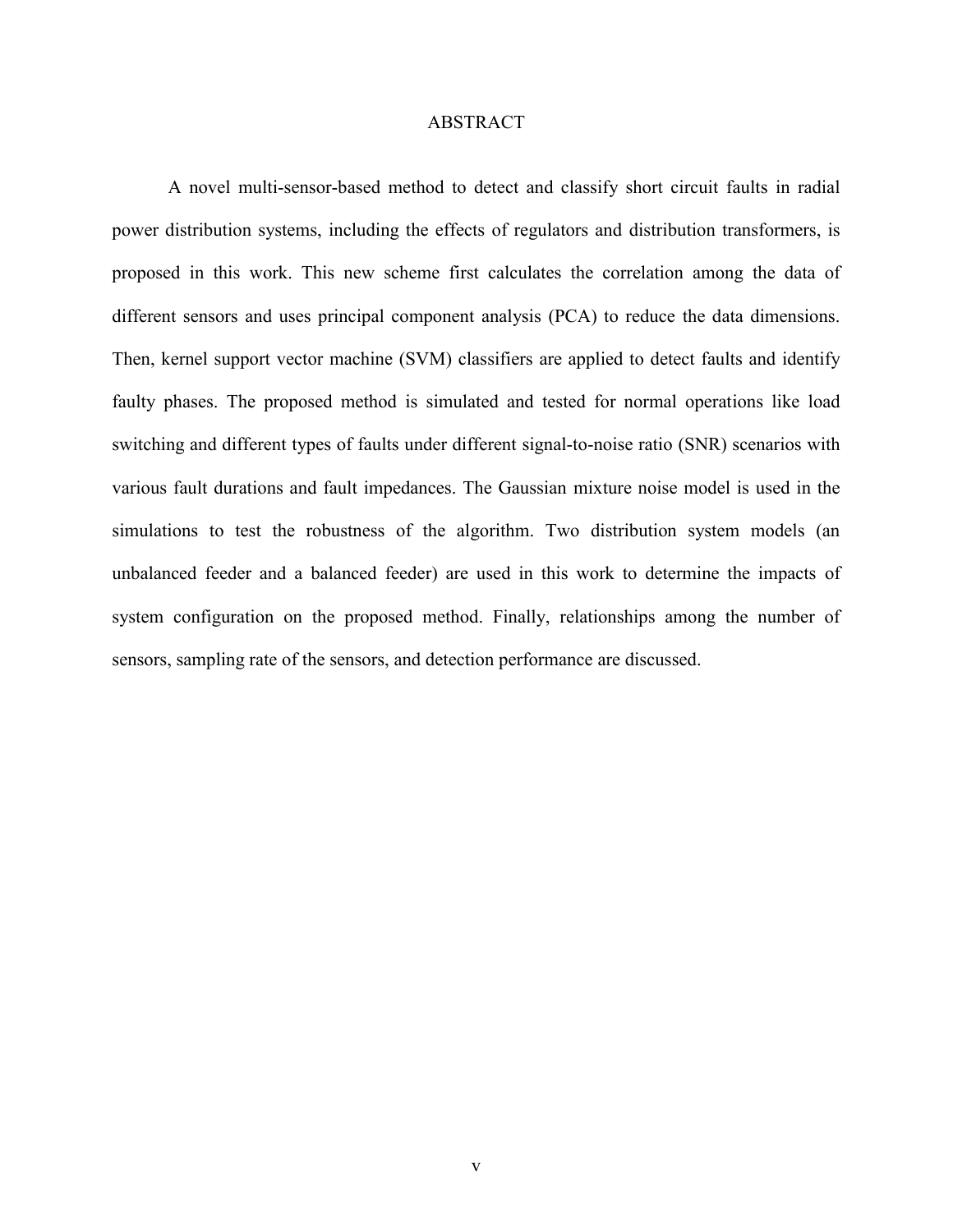# ABSTRACT

A novel multi-sensor-based method to detect and classify short circuit faults in radial power distribution systems, including the effects of regulators and distribution transformers, is proposed in this work. This new scheme first calculates the correlation among the data of different sensors and uses principal component analysis (PCA) to reduce the data dimensions. Then, kernel support vector machine (SVM) classifiers are applied to detect faults and identify faulty phases. The proposed method is simulated and tested for normal operations like load switching and different types of faults under different signal-to-noise ratio (SNR) scenarios with various fault durations and fault impedances. The Gaussian mixture noise model is used in the simulations to test the robustness of the algorithm. Two distribution system models (an unbalanced feeder and a balanced feeder) are used in this work to determine the impacts of system configuration on the proposed method. Finally, relationships among the number of sensors, sampling rate of the sensors, and detection performance are discussed.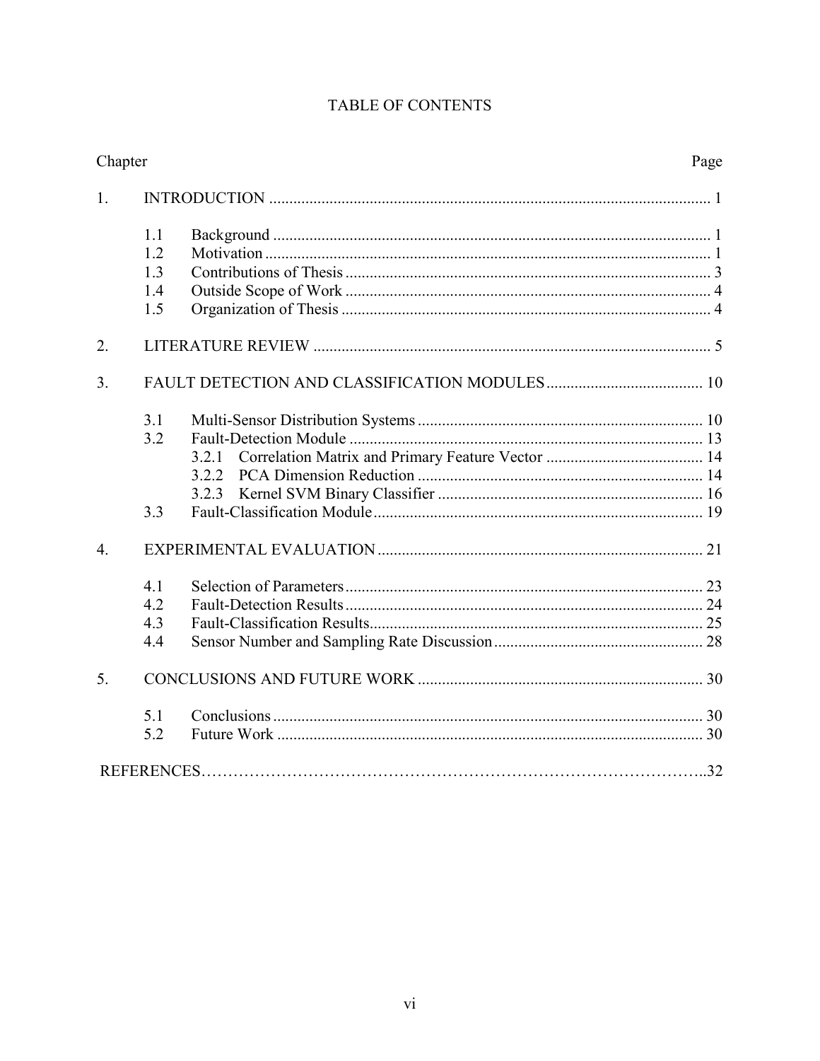# TABLE OF CONTENTS

| Chapter | | Page |
|---|---|---|
| 1. | INTRODUCTION | 1 |
| | 1.1 Background | 1 |
| | 1.2 Motivation | 1 |
| | 1.3 Contributions of Thesis | 3 |
| | 1.4 Outside Scope of Work | 4 |
| | 1.5 Organization of Thesis | 4 |
| 2. | LITERATURE REVIEW | 5 |
| 3. | FAULT DETECTION AND CLASSIFICATION MODULES | 10 |
| | 3.1 Multi-Sensor Distribution Systems | 10 |
| | 3.2 Fault-Detection Module | 13 |
| | 3.2.1 Correlation Matrix and Primary Feature Vector | 14 |
| | 3.2.2 PCA Dimension Reduction | 14 |
| | 3.2.3 Kernel SVM Binary Classifier | 16 |
| | 3.3 Fault-Classification Module | 19 |
| 4. | EXPERIMENTAL EVALUATION | 21 |
| | 4.1 Selection of Parameters | 23 |
| | 4.2 Fault-Detection Results | 24 |
| | 4.3 Fault-Classification Results | 25 |
| | 4.4 Sensor Number and Sampling Rate Discussion | 28 |
| 5. | CONCLUSIONS AND FUTURE WORK | 30 |
| | 5.1 Conclusions | 30 |
| | 5.2 Future Work | 30 |
| | REFERENCES | 32 |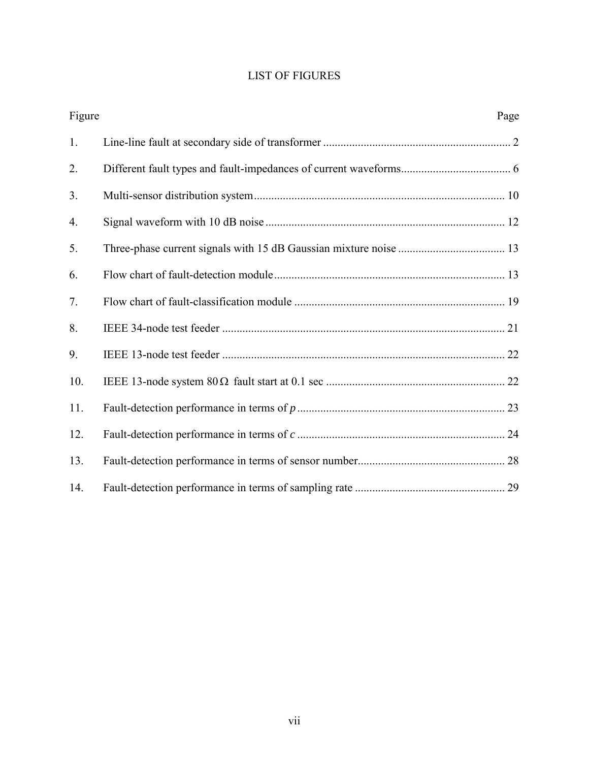# LIST OF FIGURES

| Figure | | Page |
|---|---|---|
| 1. | Line-line fault at secondary side of transformer | 2 |
| 2. | Different fault types and fault-impedances of current waveforms | 6 |
| 3. | Multi-sensor distribution system | 10 |
| 4. | Signal waveform with 10 dB noise | 12 |
| 5. | Three-phase current signals with 15 dB Gaussian mixture noise | 13 |
| 6. | Flow chart of fault-detection module | 13 |
| 7. | Flow chart of fault-classification module | 19 |
| 8. | IEEE 34-node test feeder | 21 |
| 9. | IEEE 13-node test feeder | 22 |
| 10. | IEEE 13-node system $80\,\Omega$ fault start at 0.1 sec | 22 |
| 11. | Fault-detection performance in terms of $p$ | 23 |
| 12. | Fault-detection performance in terms of $c$ | 24 |
| 13. | Fault-detection performance in terms of sensor number | 28 |
| 14. | Fault-detection performance in terms of sampling rate | 29 |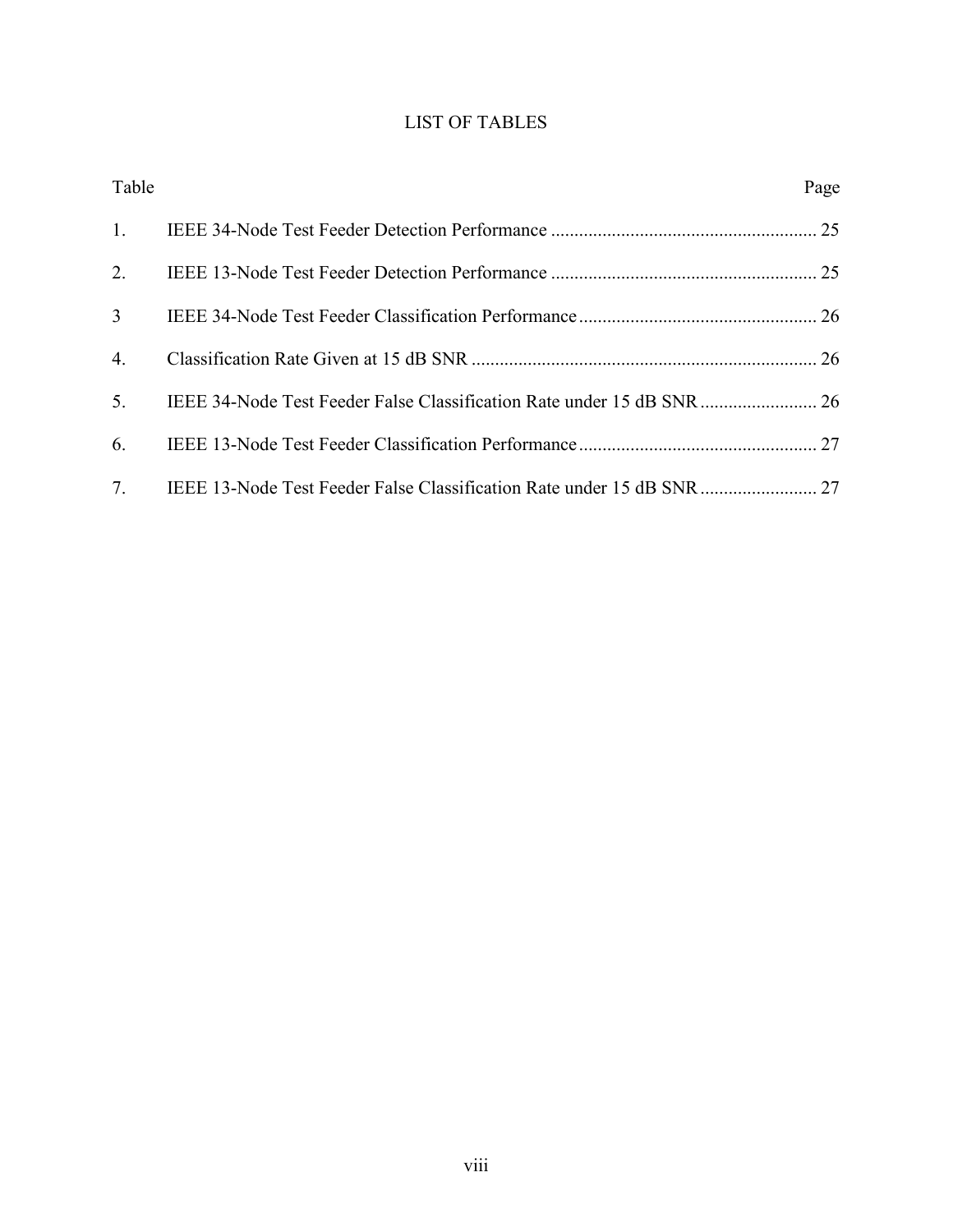# LIST OF TABLES

| Table | | Page |
|---|---|---|
| 1. | IEEE 34-Node Test Feeder Detection Performance | 25 |
| 2. | IEEE 13-Node Test Feeder Detection Performance | 25 |
| 3 | IEEE 34-Node Test Feeder Classification Performance | 26 |
| 4. | Classification Rate Given at 15 dB SNR | 26 |
| 5. | IEEE 34-Node Test Feeder False Classification Rate under 15 dB SNR | 26 |
| 6. | IEEE 13-Node Test Feeder Classification Performance | 27 |
| 7. | IEEE 13-Node Test Feeder False Classification Rate under 15 dB SNR | 27 |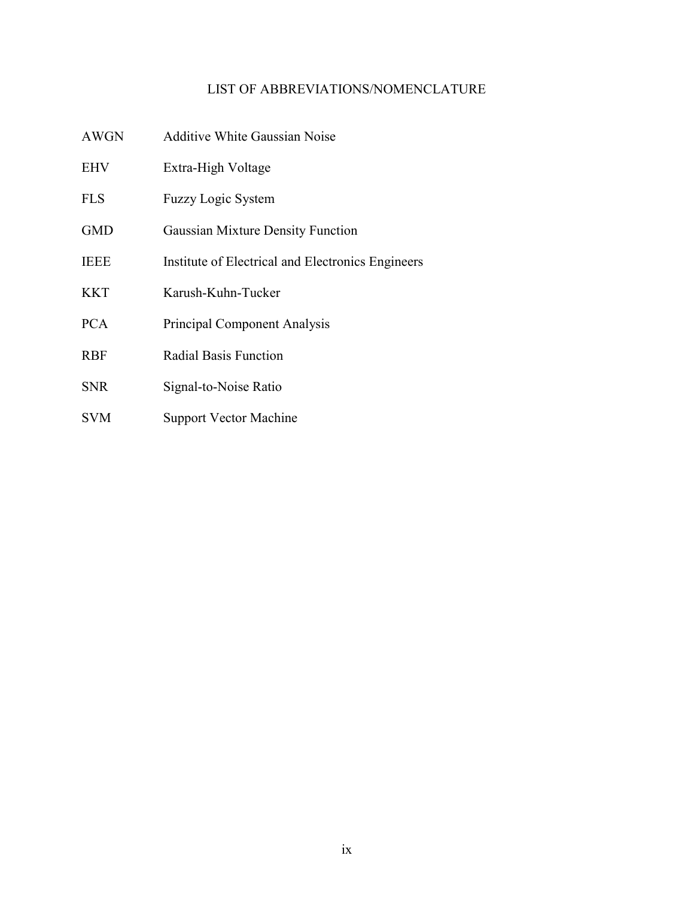# LIST OF ABBREVIATIONS/NOMENCLATURE

| | |
|---|---|
| AWGN | Additive White Gaussian Noise |
| EHV | Extra-High Voltage |
| FLS | Fuzzy Logic System |
| GMD | Gaussian Mixture Density Function |
| IEEE | Institute of Electrical and Electronics Engineers |
| KKT | Karush-Kuhn-Tucker |
| PCA | Principal Component Analysis |
| RBF | Radial Basis Function |
| SNR | Signal-to-Noise Ratio |
| SVM | Support Vector Machine |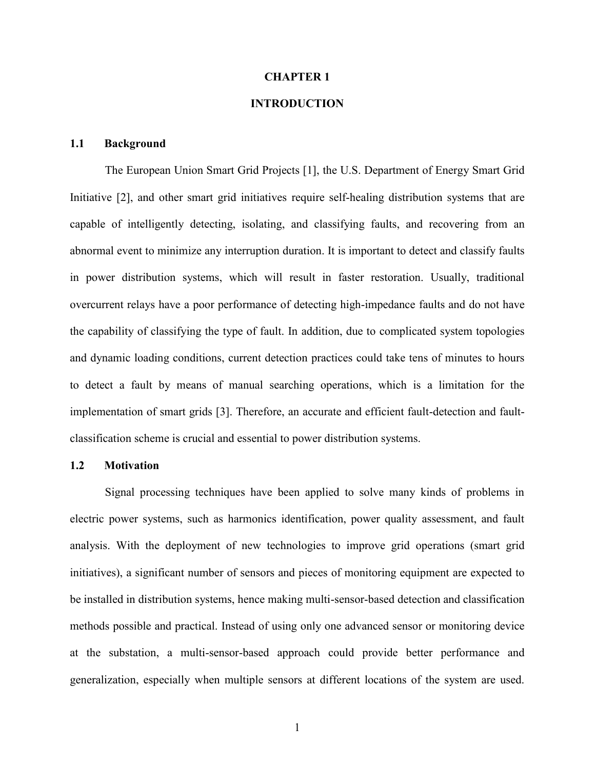# CHAPTER 1

# INTRODUCTION

## 1.1 Background

The European Union Smart Grid Projects [1], the U.S. Department of Energy Smart Grid Initiative [2], and other smart grid initiatives require self-healing distribution systems that are capable of intelligently detecting, isolating, and classifying faults, and recovering from an abnormal event to minimize any interruption duration. It is important to detect and classify faults in power distribution systems, which will result in faster restoration. Usually, traditional overcurrent relays have a poor performance of detecting high-impedance faults and do not have the capability of classifying the type of fault. In addition, due to complicated system topologies and dynamic loading conditions, current detection practices could take tens of minutes to hours to detect a fault by means of manual searching operations, which is a limitation for the implementation of smart grids [3]. Therefore, an accurate and efficient fault-detection and fault-classification scheme is crucial and essential to power distribution systems.

## 1.2 Motivation

Signal processing techniques have been applied to solve many kinds of problems in electric power systems, such as harmonics identification, power quality assessment, and fault analysis. With the deployment of new technologies to improve grid operations (smart grid initiatives), a significant number of sensors and pieces of monitoring equipment are expected to be installed in distribution systems, hence making multi-sensor-based detection and classification methods possible and practical. Instead of using only one advanced sensor or monitoring device at the substation, a multi-sensor-based approach could provide better performance and generalization, especially when multiple sensors at different locations of the system are used.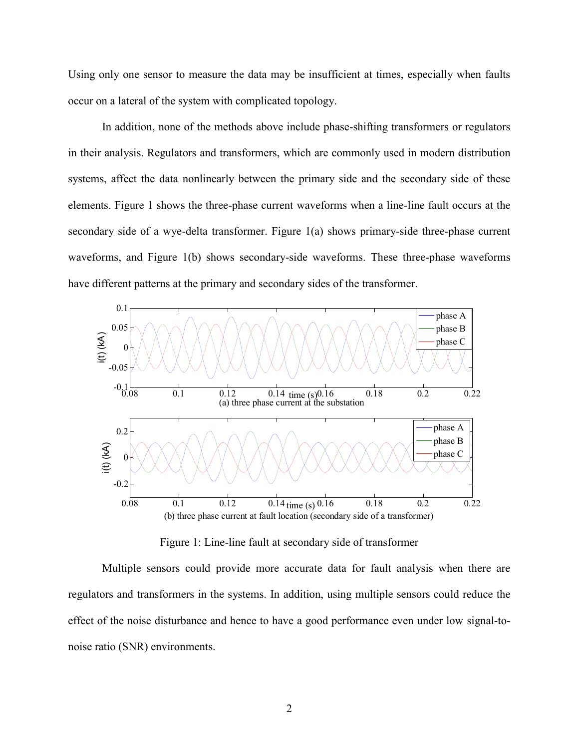Using only one sensor to measure the data may be insufficient at times, especially when faults occur on a lateral of the system with complicated topology.

In addition, none of the methods above include phase-shifting transformers or regulators in their analysis. Regulators and transformers, which are commonly used in modern distribution systems, affect the data nonlinearly between the primary side and the secondary side of these elements. Figure 1 shows the three-phase current waveforms when a line-line fault occurs at the secondary side of a wye-delta transformer. Figure 1(a) shows primary-side three-phase current waveforms, and Figure 1(b) shows secondary-side waveforms. These three-phase waveforms have different patterns at the primary and secondary sides of the transformer.

(a) three phase current at the substation

(b) three phase current at fault location (secondary side of a transformer)

Figure 1: Line-line fault at secondary side of transformer

Multiple sensors could provide more accurate data for fault analysis when there are regulators and transformers in the systems. In addition, using multiple sensors could reduce the effect of the noise disturbance and hence to have a good performance even under low signal-to-noise ratio (SNR) environments.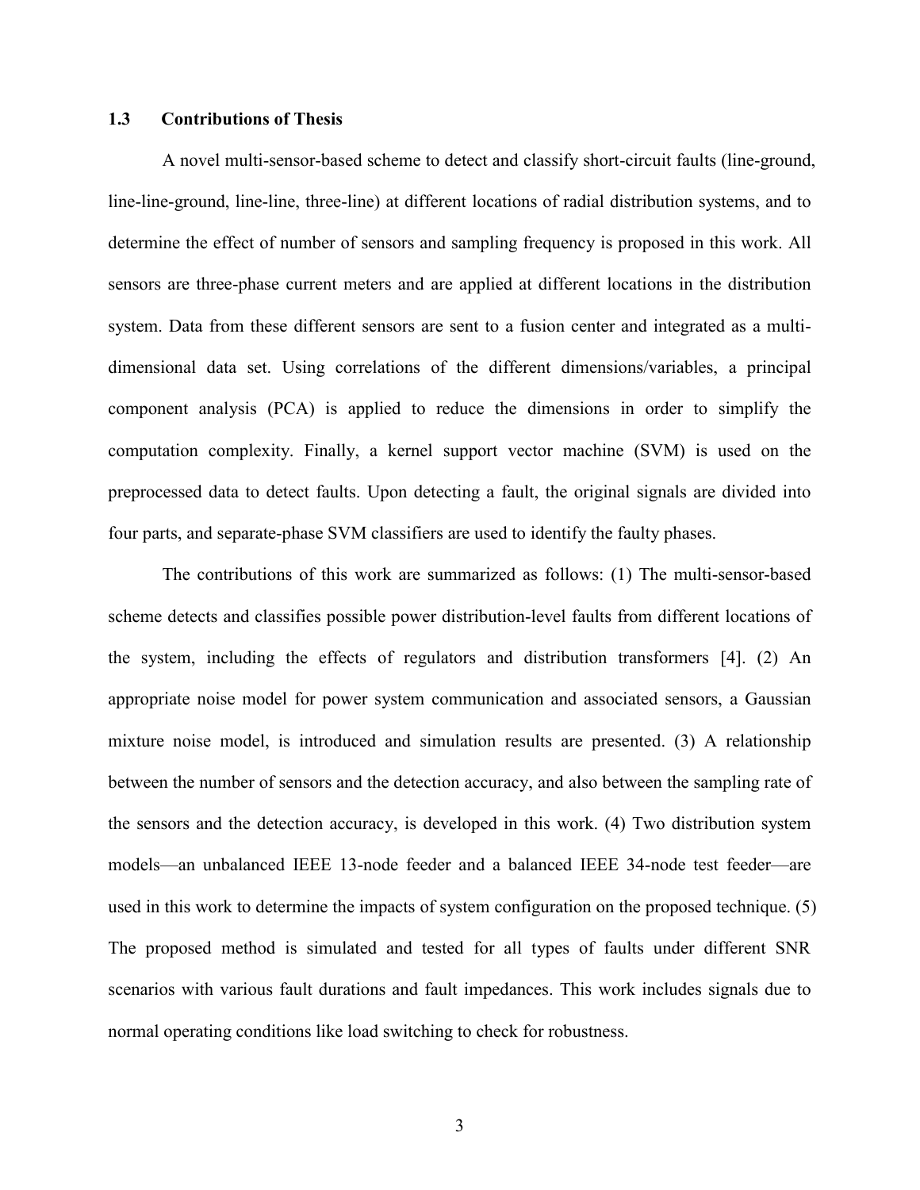### 1.3 Contributions of Thesis

A novel multi-sensor-based scheme to detect and classify short-circuit faults (line-ground, line-line-ground, line-line, three-line) at different locations of radial distribution systems, and to determine the effect of number of sensors and sampling frequency is proposed in this work. All sensors are three-phase current meters and are applied at different locations in the distribution system. Data from these different sensors are sent to a fusion center and integrated as a multi-dimensional data set. Using correlations of the different dimensions/variables, a principal component analysis (PCA) is applied to reduce the dimensions in order to simplify the computation complexity. Finally, a kernel support vector machine (SVM) is used on the preprocessed data to detect faults. Upon detecting a fault, the original signals are divided into four parts, and separate-phase SVM classifiers are used to identify the faulty phases.

The contributions of this work are summarized as follows: (1) The multi-sensor-based scheme detects and classifies possible power distribution-level faults from different locations of the system, including the effects of regulators and distribution transformers [4]. (2) An appropriate noise model for power system communication and associated sensors, a Gaussian mixture noise model, is introduced and simulation results are presented. (3) A relationship between the number of sensors and the detection accuracy, and also between the sampling rate of the sensors and the detection accuracy, is developed in this work. (4) Two distribution system models—an unbalanced IEEE 13-node feeder and a balanced IEEE 34-node test feeder—are used in this work to determine the impacts of system configuration on the proposed technique. (5) The proposed method is simulated and tested for all types of faults under different SNR scenarios with various fault durations and fault impedances. This work includes signals due to normal operating conditions like load switching to check for robustness.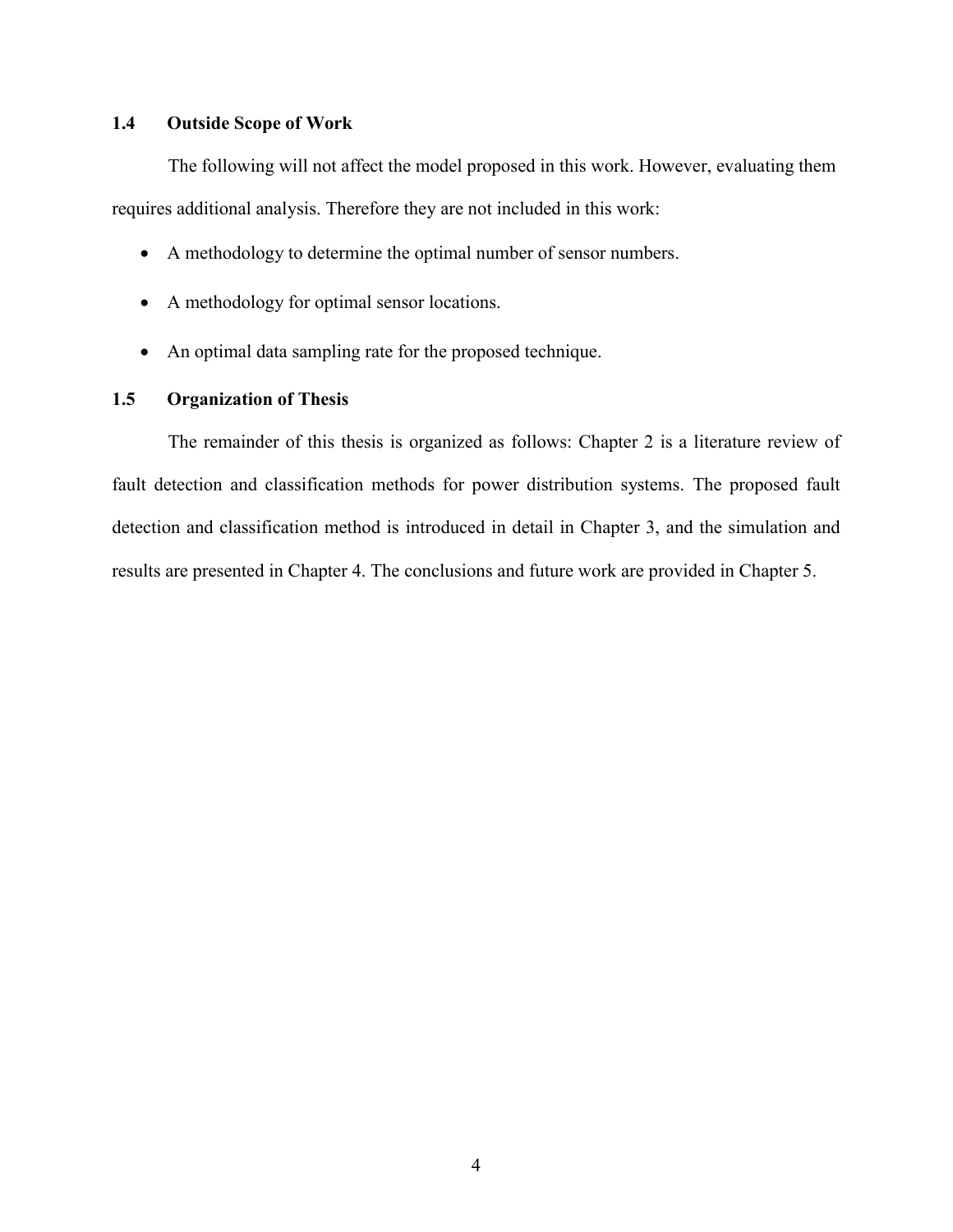## 1.4 Outside Scope of Work

The following will not affect the model proposed in this work. However, evaluating them requires additional analysis. Therefore they are not included in this work:

- A methodology to determine the optimal number of sensor numbers.
- A methodology for optimal sensor locations.
- An optimal data sampling rate for the proposed technique.

## 1.5 Organization of Thesis

The remainder of this thesis is organized as follows: Chapter 2 is a literature review of fault detection and classification methods for power distribution systems. The proposed fault detection and classification method is introduced in detail in Chapter 3, and the simulation and results are presented in Chapter 4. The conclusions and future work are provided in Chapter 5.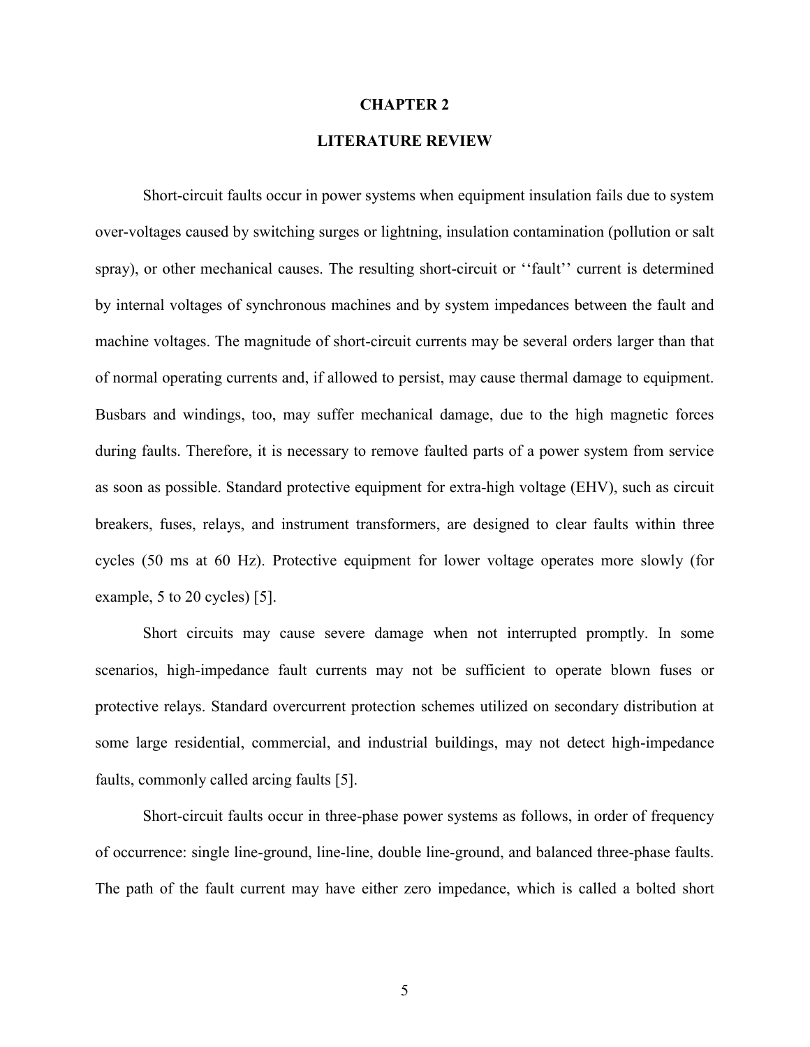# CHAPTER 2

## LITERATURE REVIEW

Short-circuit faults occur in power systems when equipment insulation fails due to system over-voltages caused by switching surges or lightning, insulation contamination (pollution or salt spray), or other mechanical causes. The resulting short-circuit or ''fault'' current is determined by internal voltages of synchronous machines and by system impedances between the fault and machine voltages. The magnitude of short-circuit currents may be several orders larger than that of normal operating currents and, if allowed to persist, may cause thermal damage to equipment. Busbars and windings, too, may suffer mechanical damage, due to the high magnetic forces during faults. Therefore, it is necessary to remove faulted parts of a power system from service as soon as possible. Standard protective equipment for extra-high voltage (EHV), such as circuit breakers, fuses, relays, and instrument transformers, are designed to clear faults within three cycles (50 ms at 60 Hz). Protective equipment for lower voltage operates more slowly (for example, 5 to 20 cycles) [5].

Short circuits may cause severe damage when not interrupted promptly. In some scenarios, high-impedance fault currents may not be sufficient to operate blown fuses or protective relays. Standard overcurrent protection schemes utilized on secondary distribution at some large residential, commercial, and industrial buildings, may not detect high-impedance faults, commonly called arcing faults [5].

Short-circuit faults occur in three-phase power systems as follows, in order of frequency of occurrence: single line-ground, line-line, double line-ground, and balanced three-phase faults. The path of the fault current may have either zero impedance, which is called a bolted short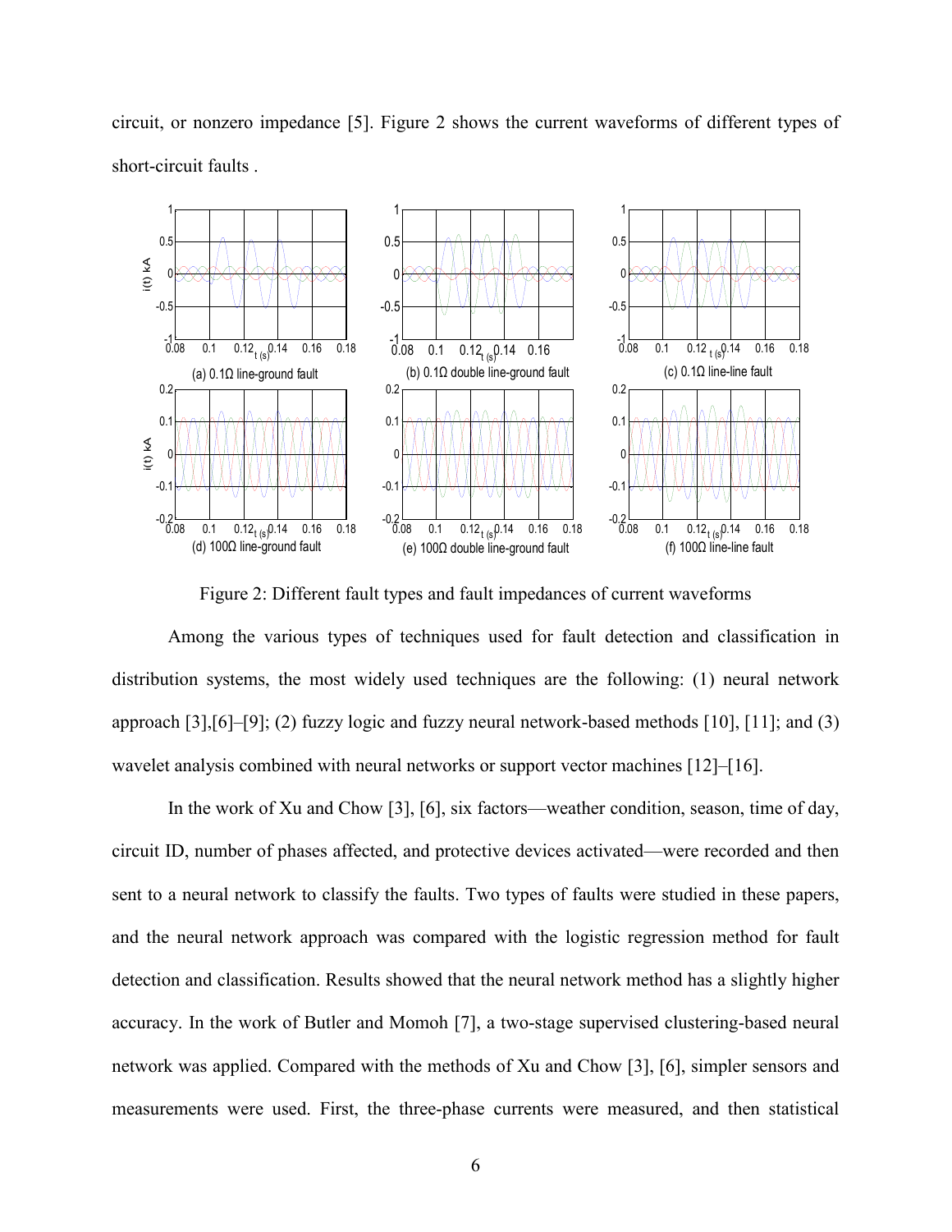circuit, or nonzero impedance [5]. Figure 2 shows the current waveforms of different types of short-circuit faults .

Figure 2: Different fault types and fault impedances of current waveforms

Among the various types of techniques used for fault detection and classification in distribution systems, the most widely used techniques are the following: (1) neural network approach [3],[6]–[9]; (2) fuzzy logic and fuzzy neural network-based methods [10], [11]; and (3) wavelet analysis combined with neural networks or support vector machines [12]–[16].

In the work of Xu and Chow [3], [6], six factors—weather condition, season, time of day, circuit ID, number of phases affected, and protective devices activated—were recorded and then sent to a neural network to classify the faults. Two types of faults were studied in these papers, and the neural network approach was compared with the logistic regression method for fault detection and classification. Results showed that the neural network method has a slightly higher accuracy. In the work of Butler and Momoh [7], a two-stage supervised clustering-based neural network was applied. Compared with the methods of Xu and Chow [3], [6], simpler sensors and measurements were used. First, the three-phase currents were measured, and then statistical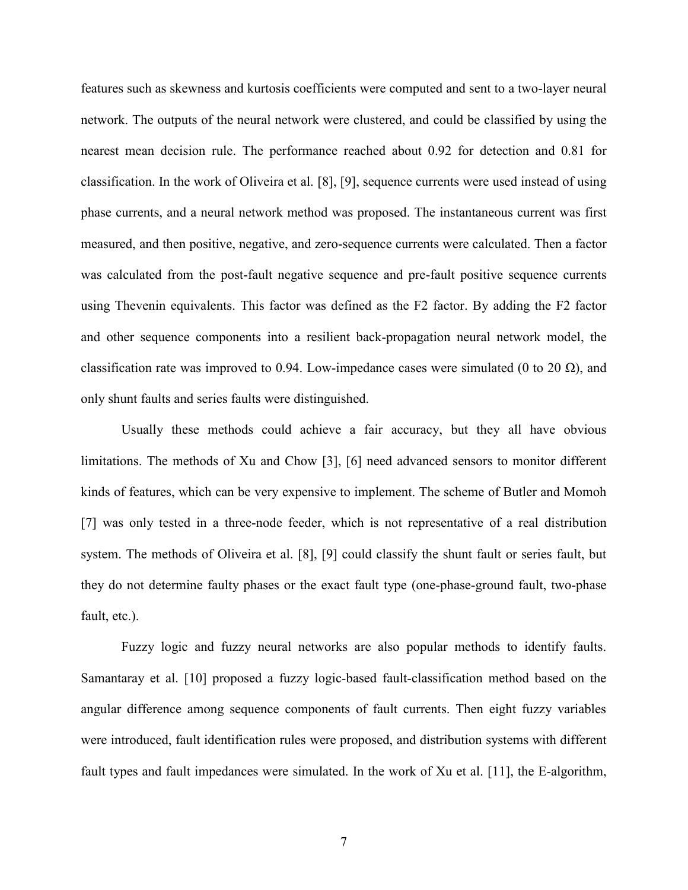features such as skewness and kurtosis coefficients were computed and sent to a two-layer neural network. The outputs of the neural network were clustered, and could be classified by using the nearest mean decision rule. The performance reached about 0.92 for detection and 0.81 for classification. In the work of Oliveira et al. [8], [9], sequence currents were used instead of using phase currents, and a neural network method was proposed. The instantaneous current was first measured, and then positive, negative, and zero-sequence currents were calculated. Then a factor was calculated from the post-fault negative sequence and pre-fault positive sequence currents using Thevenin equivalents. This factor was defined as the F2 factor. By adding the F2 factor and other sequence components into a resilient back-propagation neural network model, the classification rate was improved to 0.94. Low-impedance cases were simulated (0 to 20 Ω), and only shunt faults and series faults were distinguished.

Usually these methods could achieve a fair accuracy, but they all have obvious limitations. The methods of Xu and Chow [3], [6] need advanced sensors to monitor different kinds of features, which can be very expensive to implement. The scheme of Butler and Momoh [7] was only tested in a three-node feeder, which is not representative of a real distribution system. The methods of Oliveira et al. [8], [9] could classify the shunt fault or series fault, but they do not determine faulty phases or the exact fault type (one-phase-ground fault, two-phase fault, etc.).

Fuzzy logic and fuzzy neural networks are also popular methods to identify faults. Samantaray et al. [10] proposed a fuzzy logic-based fault-classification method based on the angular difference among sequence components of fault currents. Then eight fuzzy variables were introduced, fault identification rules were proposed, and distribution systems with different fault types and fault impedances were simulated. In the work of Xu et al. [11], the E-algorithm,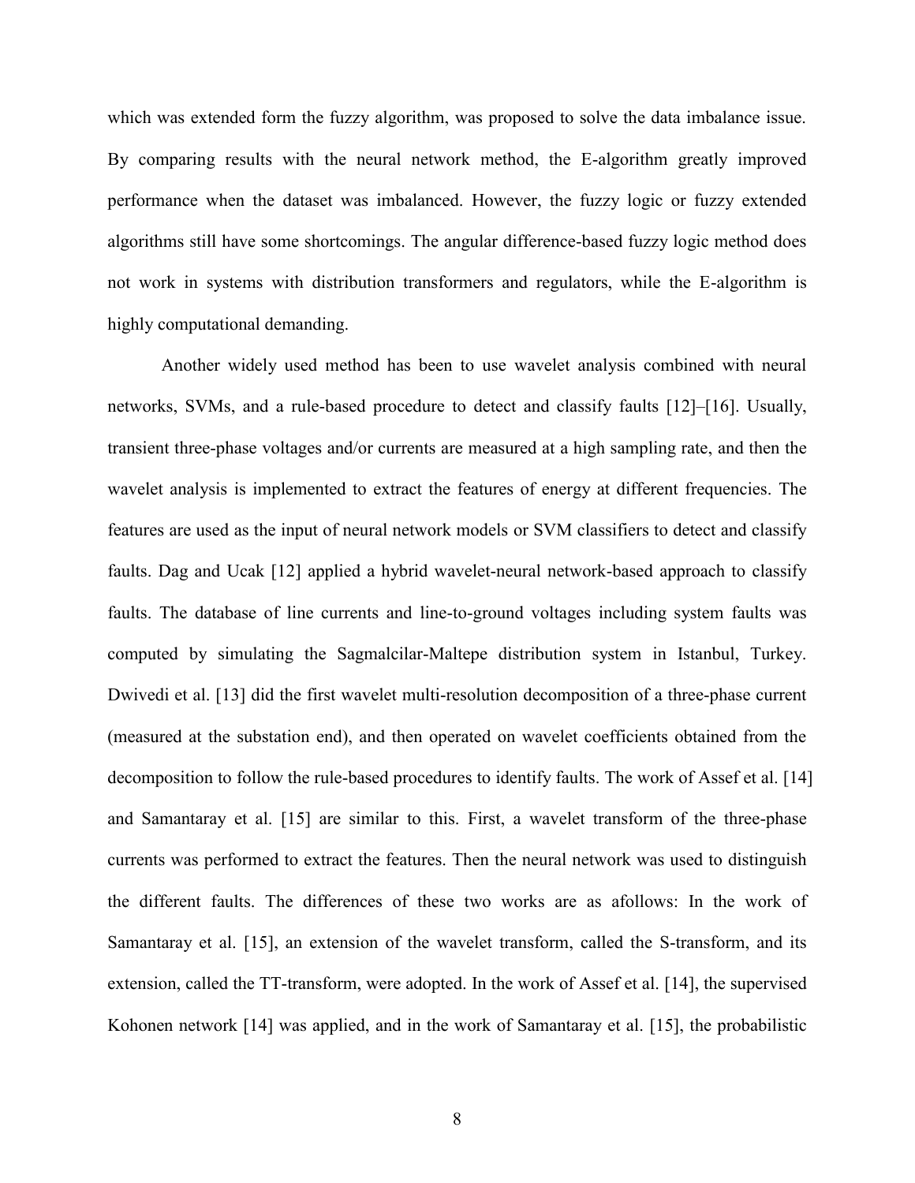which was extended form the fuzzy algorithm, was proposed to solve the data imbalance issue. By comparing results with the neural network method, the E-algorithm greatly improved performance when the dataset was imbalanced. However, the fuzzy logic or fuzzy extended algorithms still have some shortcomings. The angular difference-based fuzzy logic method does not work in systems with distribution transformers and regulators, while the E-algorithm is highly computational demanding.

Another widely used method has been to use wavelet analysis combined with neural networks, SVMs, and a rule-based procedure to detect and classify faults [12]–[16]. Usually, transient three-phase voltages and/or currents are measured at a high sampling rate, and then the wavelet analysis is implemented to extract the features of energy at different frequencies. The features are used as the input of neural network models or SVM classifiers to detect and classify faults. Dag and Ucak [12] applied a hybrid wavelet-neural network-based approach to classify faults. The database of line currents and line-to-ground voltages including system faults was computed by simulating the Sagmalcilar-Maltepe distribution system in Istanbul, Turkey. Dwivedi et al. [13] did the first wavelet multi-resolution decomposition of a three-phase current (measured at the substation end), and then operated on wavelet coefficients obtained from the decomposition to follow the rule-based procedures to identify faults. The work of Assef et al. [14] and Samantaray et al. [15] are similar to this. First, a wavelet transform of the three-phase currents was performed to extract the features. Then the neural network was used to distinguish the different faults. The differences of these two works are as afollows: In the work of Samantaray et al. [15], an extension of the wavelet transform, called the S-transform, and its extension, called the TT-transform, were adopted. In the work of Assef et al. [14], the supervised Kohonen network [14] was applied, and in the work of Samantaray et al. [15], the probabilistic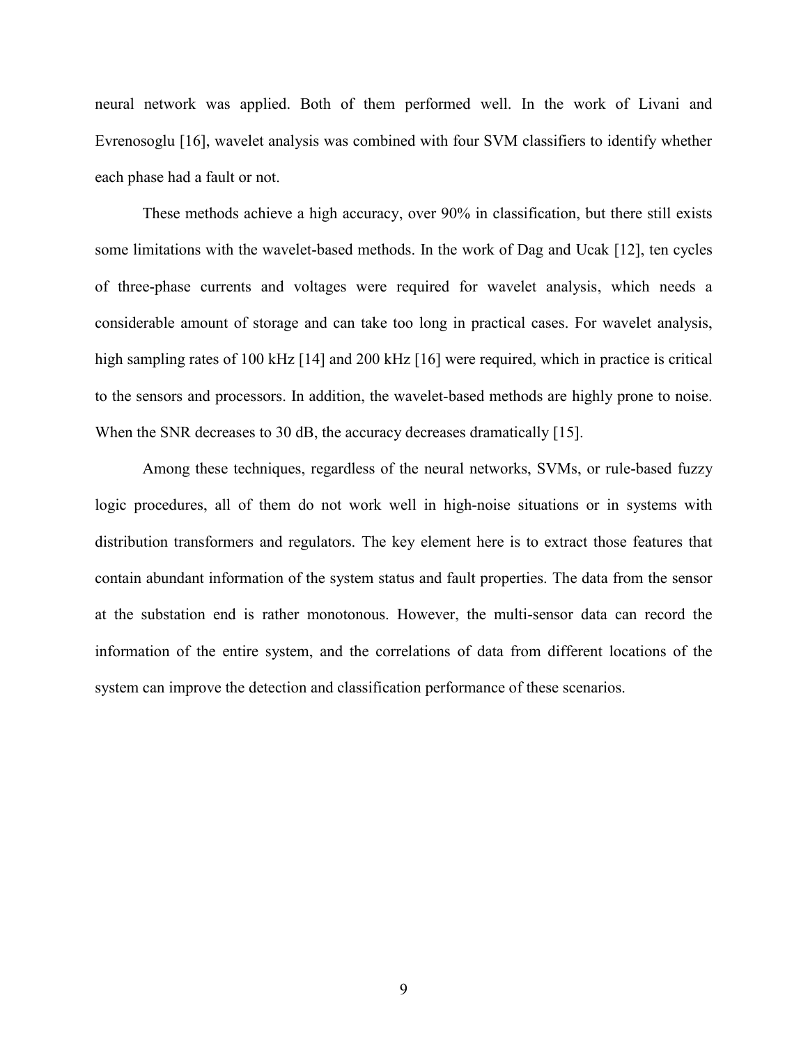neural network was applied. Both of them performed well. In the work of Livani and Evrenosoglu [16], wavelet analysis was combined with four SVM classifiers to identify whether each phase had a fault or not.

These methods achieve a high accuracy, over 90% in classification, but there still exists some limitations with the wavelet-based methods. In the work of Dag and Ucak [12], ten cycles of three-phase currents and voltages were required for wavelet analysis, which needs a considerable amount of storage and can take too long in practical cases. For wavelet analysis, high sampling rates of 100 kHz [14] and 200 kHz [16] were required, which in practice is critical to the sensors and processors. In addition, the wavelet-based methods are highly prone to noise. When the SNR decreases to 30 dB, the accuracy decreases dramatically [15].

Among these techniques, regardless of the neural networks, SVMs, or rule-based fuzzy logic procedures, all of them do not work well in high-noise situations or in systems with distribution transformers and regulators. The key element here is to extract those features that contain abundant information of the system status and fault properties. The data from the sensor at the substation end is rather monotonous. However, the multi-sensor data can record the information of the entire system, and the correlations of data from different locations of the system can improve the detection and classification performance of these scenarios.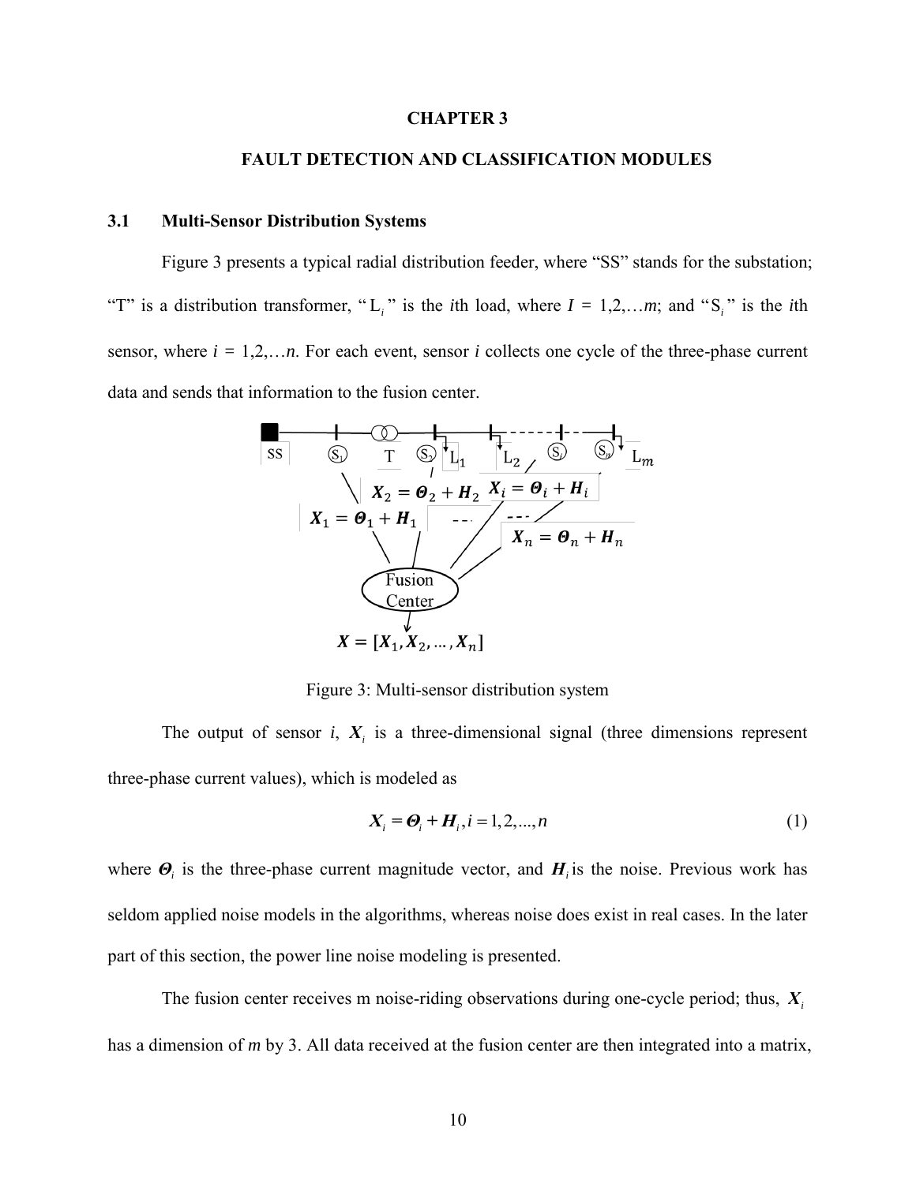# CHAPTER 3

## FAULT DETECTION AND CLASSIFICATION MODULES

### 3.1 Multi-Sensor Distribution Systems

Figure 3 presents a typical radial distribution feeder, where “SS” stands for the substation; “T” is a distribution transformer, “$L_i$” is the *i*th load, where $I$ = 1,2,…$m$; and “$S_i$” is the *i*th sensor, where $i$ = 1,2,…$n$. For each event, sensor $i$ collects one cycle of the three-phase current data and sends that information to the fusion center.

Figure 3: Multi-sensor distribution system

The output of sensor $i$, $\boldsymbol{X}_i$ is a three-dimensional signal (three dimensions represent three-phase current values), which is modeled as

$$\boldsymbol{X}_i = \boldsymbol{\Theta}_i + \boldsymbol{H}_i, i = 1, 2, ..., n \tag{1}$$

where $\boldsymbol{\Theta}_i$ is the three-phase current magnitude vector, and $\boldsymbol{H}_i$ is the noise. Previous work has seldom applied noise models in the algorithms, whereas noise does exist in real cases. In the later part of this section, the power line noise modeling is presented.

The fusion center receives m noise-riding observations during one-cycle period; thus, $\boldsymbol{X}_i$ has a dimension of $m$ by 3. All data received at the fusion center are then integrated into a matrix,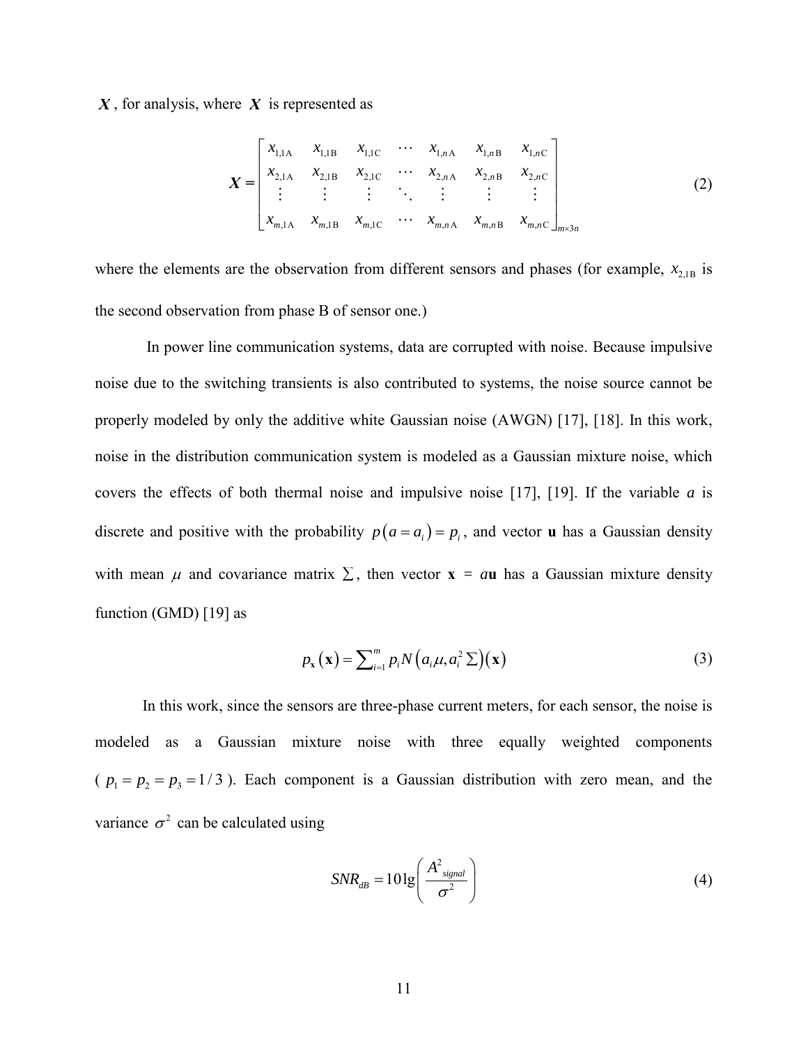$\boldsymbol{X}$, for analysis, where $\boldsymbol{X}$ is represented as

$$\boldsymbol{X} = \begin{bmatrix} x_{1,1\mathrm{A}} & x_{1,1\mathrm{B}} & x_{1,1\mathrm{C}} & \cdots & x_{1,n\mathrm{A}} & x_{1,n\mathrm{B}} & x_{1,n\mathrm{C}} \\ x_{2,1\mathrm{A}} & x_{2,1\mathrm{B}} & x_{2,1\mathrm{C}} & \cdots & x_{2,n\mathrm{A}} & x_{2,n\mathrm{B}} & x_{2,n\mathrm{C}} \\ \vdots & \vdots & \vdots & \ddots & \vdots & \vdots & \vdots \\ x_{m,1\mathrm{A}} & x_{m,1\mathrm{B}} & x_{m,1\mathrm{C}} & \cdots & x_{m,n\mathrm{A}} & x_{m,n\mathrm{B}} & x_{m,n\mathrm{C}} \end{bmatrix}_{m \times 3n} \tag{2}$$

where the elements are the observation from different sensors and phases (for example, $x_{2,1\mathrm{B}}$ is the second observation from phase B of sensor one.)

In power line communication systems, data are corrupted with noise. Because impulsive noise due to the switching transients is also contributed to systems, the noise source cannot be properly modeled by only the additive white Gaussian noise (AWGN) [17], [18]. In this work, noise in the distribution communication system is modeled as a Gaussian mixture noise, which covers the effects of both thermal noise and impulsive noise [17], [19]. If the variable $a$ is discrete and positive with the probability $p(a = a_i) = p_i$, and vector $\mathbf{u}$ has a Gaussian density with mean $\mu$ and covariance matrix $\Sigma$, then vector $\mathbf{x} = a\mathbf{u}$ has a Gaussian mixture density function (GMD) [19] as

$$p_{\mathbf{x}}(\mathbf{x}) = \sum_{i=1}^{m} p_i N\left(a_i\mu, a_i^2 \Sigma\right)(\mathbf{x}) \tag{3}$$

In this work, since the sensors are three-phase current meters, for each sensor, the noise is modeled as a Gaussian mixture noise with three equally weighted components ($p_1 = p_2 = p_3 = 1/3$). Each component is a Gaussian distribution with zero mean, and the variance $\sigma^2$ can be calculated using

$$SNR_{dB} = 10\lg\left(\frac{A_{signal}^2}{\sigma^2}\right) \tag{4}$$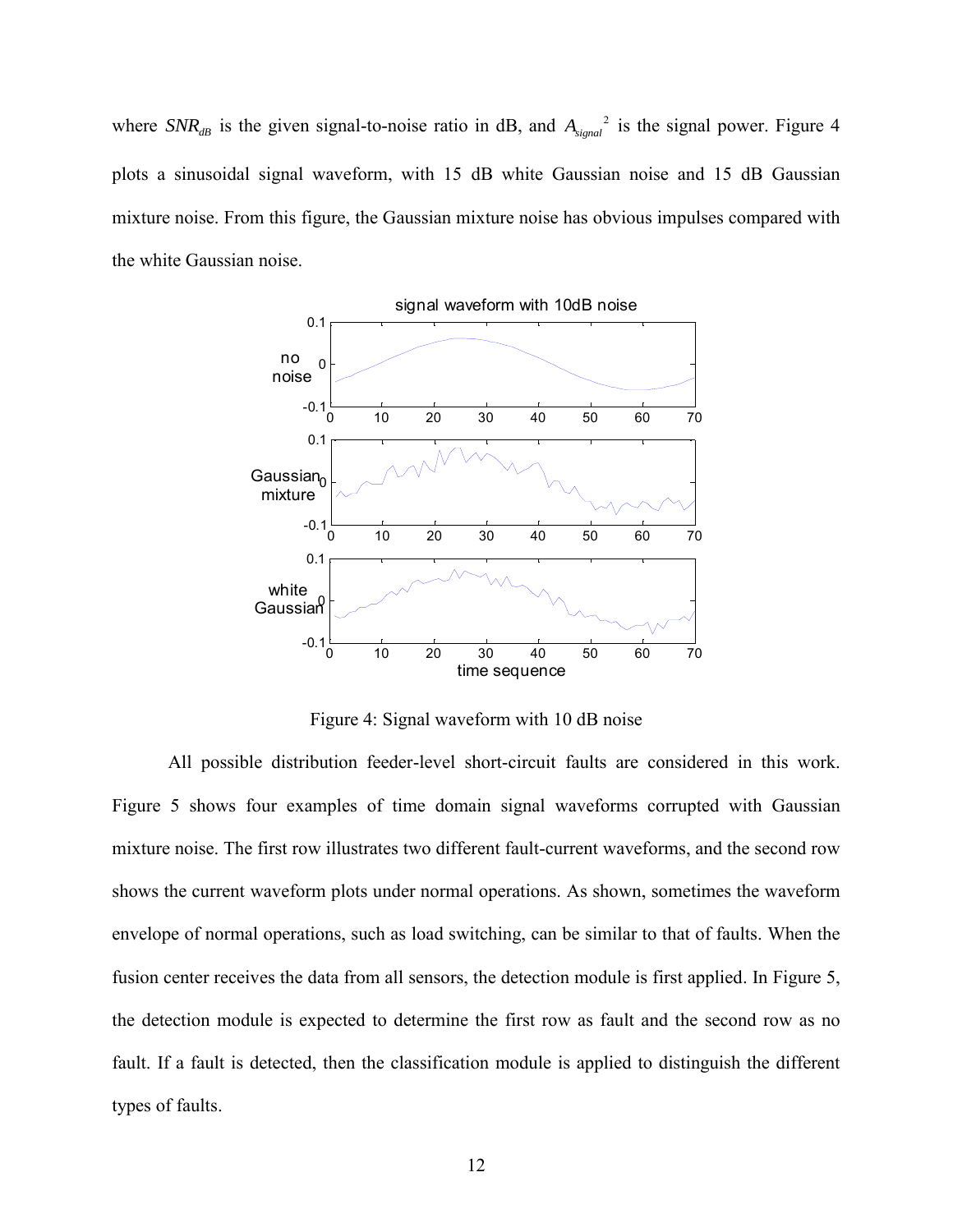where $SNR_{dB}$ is the given signal-to-noise ratio in dB, and $A_{signal}^2$ is the signal power. Figure 4 plots a sinusoidal signal waveform, with 15 dB white Gaussian noise and 15 dB Gaussian mixture noise. From this figure, the Gaussian mixture noise has obvious impulses compared with the white Gaussian noise.

Figure 4: Signal waveform with 10 dB noise

All possible distribution feeder-level short-circuit faults are considered in this work. Figure 5 shows four examples of time domain signal waveforms corrupted with Gaussian mixture noise. The first row illustrates two different fault-current waveforms, and the second row shows the current waveform plots under normal operations. As shown, sometimes the waveform envelope of normal operations, such as load switching, can be similar to that of faults. When the fusion center receives the data from all sensors, the detection module is first applied. In Figure 5, the detection module is expected to determine the first row as fault and the second row as no fault. If a fault is detected, then the classification module is applied to distinguish the different types of faults.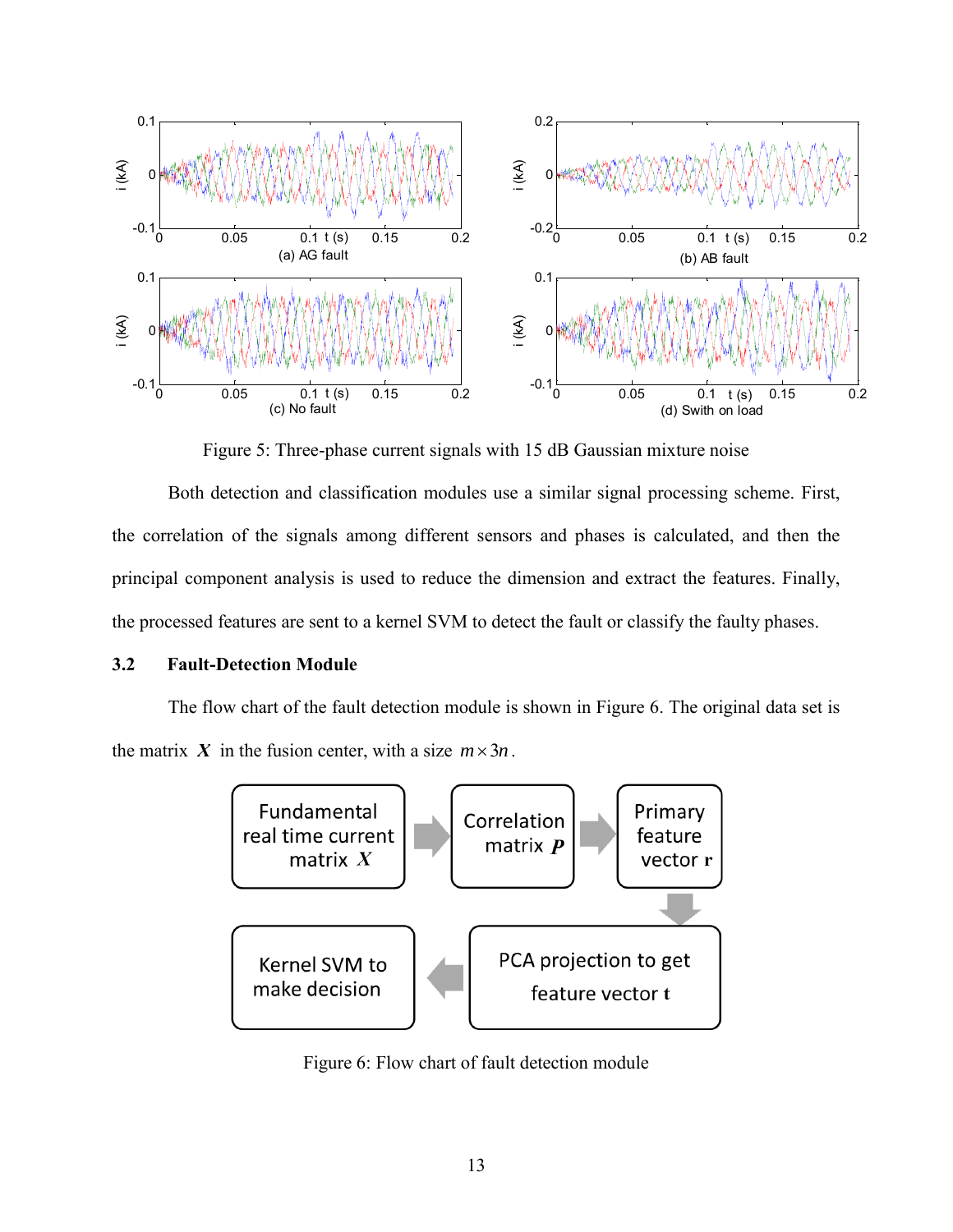Figure 5: Three-phase current signals with 15 dB Gaussian mixture noise

Both detection and classification modules use a similar signal processing scheme. First, the correlation of the signals among different sensors and phases is calculated, and then the principal component analysis is used to reduce the dimension and extract the features. Finally, the processed features are sent to a kernel SVM to detect the fault or classify the faulty phases.

### 3.2 Fault-Detection Module

The flow chart of the fault detection module is shown in Figure 6. The original data set is the matrix $\boldsymbol{X}$ in the fusion center, with a size $m \times 3n$.

Figure 6: Flow chart of fault detection module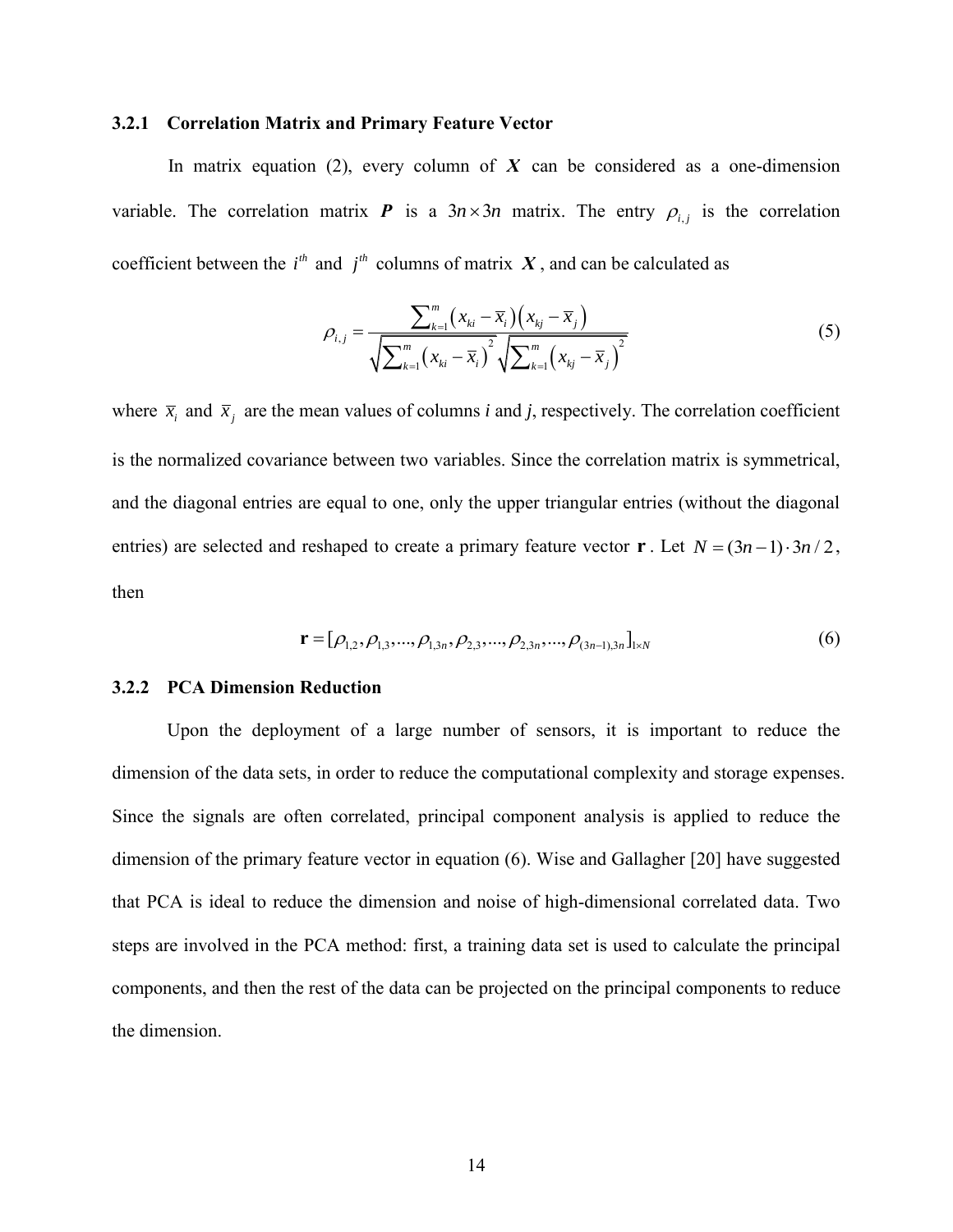### 3.2.1 Correlation Matrix and Primary Feature Vector

In matrix equation (2), every column of $\boldsymbol{X}$ can be considered as a one-dimension variable. The correlation matrix $\boldsymbol{P}$ is a $3n \times 3n$ matrix. The entry $\rho_{i,j}$ is the correlation coefficient between the $i^{th}$ and $j^{th}$ columns of matrix $\boldsymbol{X}$, and can be calculated as

$$\rho_{i,j} = \frac{\sum_{k=1}^{m} \left( x_{ki} - \overline{x}_i \right)\left( x_{kj} - \overline{x}_j \right)}{\sqrt{\sum_{k=1}^{m} \left( x_{ki} - \overline{x}_i \right)^2} \sqrt{\sum_{k=1}^{m} \left( x_{kj} - \overline{x}_j \right)^2}} \tag{5}$$

where $\overline{x}_i$ and $\overline{x}_j$ are the mean values of columns *i* and *j*, respectively. The correlation coefficient is the normalized covariance between two variables. Since the correlation matrix is symmetrical, and the diagonal entries are equal to one, only the upper triangular entries (without the diagonal entries) are selected and reshaped to create a primary feature vector $\mathbf{r}$. Let $N = (3n-1) \cdot 3n / 2$, then

$$\mathbf{r} = [\rho_{1,2}, \rho_{1,3}, ..., \rho_{1,3n}, \rho_{2,3}, ..., \rho_{2,3n}, ..., \rho_{(3n-1),3n}]_{1 \times N} \tag{6}$$

### 3.2.2 PCA Dimension Reduction

Upon the deployment of a large number of sensors, it is important to reduce the dimension of the data sets, in order to reduce the computational complexity and storage expenses. Since the signals are often correlated, principal component analysis is applied to reduce the dimension of the primary feature vector in equation (6). Wise and Gallagher [20] have suggested that PCA is ideal to reduce the dimension and noise of high-dimensional correlated data. Two steps are involved in the PCA method: first, a training data set is used to calculate the principal components, and then the rest of the data can be projected on the principal components to reduce the dimension.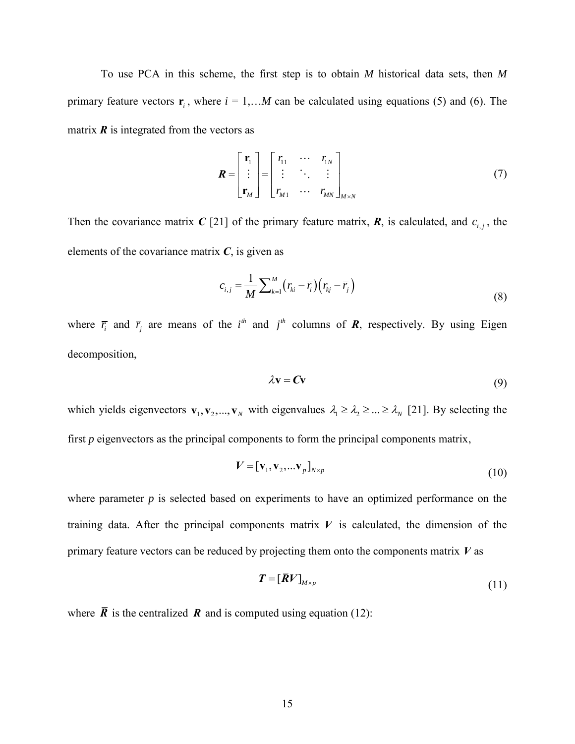To use PCA in this scheme, the first step is to obtain $M$ historical data sets, then $M$ primary feature vectors $\mathbf{r}_i$, where $i = 1,\ldots M$ can be calculated using equations (5) and (6). The matrix $\boldsymbol{R}$ is integrated from the vectors as

$$\boldsymbol{R} = \begin{bmatrix} \mathbf{r}_1 \\ \vdots \\ \mathbf{r}_M \end{bmatrix} = \begin{bmatrix} r_{11} & \cdots & r_{1N} \\ \vdots & \ddots & \vdots \\ r_{M1} & \cdots & r_{MN} \end{bmatrix}_{M \times N} \tag{7}$$

Then the covariance matrix $\boldsymbol{C}$ [21] of the primary feature matrix, $\boldsymbol{R}$, is calculated, and $c_{i,j}$, the elements of the covariance matrix $\boldsymbol{C}$, is given as

$$c_{i,j} = \frac{1}{M} \sum_{k=1}^{M} \left(r_{ki} - \overline{r}_i\right)\left(r_{kj} - \overline{r}_j\right) \tag{8}$$

where $\overline{r}_i$ and $\overline{r}_j$ are means of the $i^{th}$ and $j^{th}$ columns of $\boldsymbol{R}$, respectively. By using Eigen decomposition,

$$\lambda \mathbf{v} = \boldsymbol{C}\mathbf{v} \tag{9}$$

which yields eigenvectors $\mathbf{v}_1, \mathbf{v}_2, \ldots, \mathbf{v}_N$ with eigenvalues $\lambda_1 \geq \lambda_2 \geq \ldots \geq \lambda_N$ [21]. By selecting the first $p$ eigenvectors as the principal components to form the principal components matrix,

$$\boldsymbol{V} = [\mathbf{v}_1, \mathbf{v}_2, \ldots \mathbf{v}_p]_{N \times p} \tag{10}$$

where parameter $p$ is selected based on experiments to have an optimized performance on the training data. After the principal components matrix $\boldsymbol{V}$ is calculated, the dimension of the primary feature vectors can be reduced by projecting them onto the components matrix $\boldsymbol{V}$ as

$$\boldsymbol{T} = [\overline{\boldsymbol{R}}\boldsymbol{V}]_{M \times p} \tag{11}$$

where $\overline{\boldsymbol{R}}$ is the centralized $\boldsymbol{R}$ and is computed using equation (12):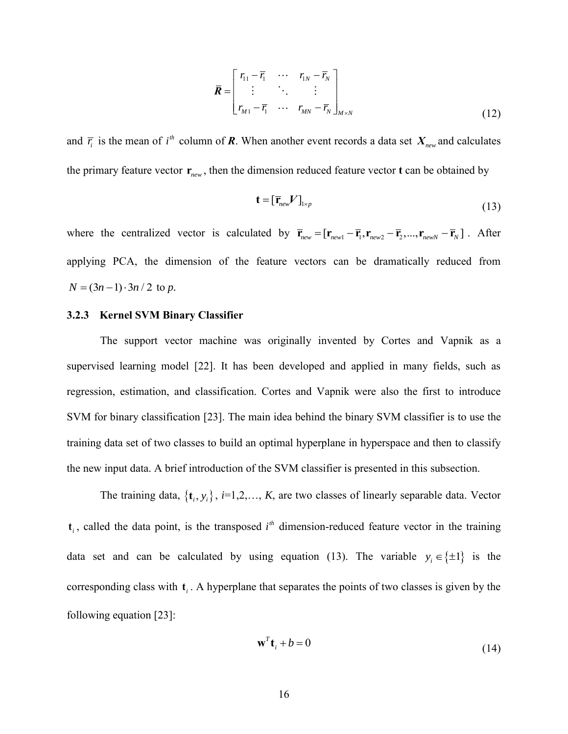$$\bar{\boldsymbol{R}} = \begin{bmatrix} r_{11} - \bar{r}_1 & \cdots & r_{1N} - \bar{r}_N \\ \vdots & \ddots & \vdots \\ r_{M1} - \bar{r}_1 & \cdots & r_{MN} - \bar{r}_N \end{bmatrix}_{M \times N} \tag{12}$$

and $\bar{r}_i$ is the mean of $i^{th}$ column of $\boldsymbol{R}$. When another event records a data set $\boldsymbol{X}_{new}$ and calculates the primary feature vector $\mathbf{r}_{new}$, then the dimension reduced feature vector $\mathbf{t}$ can be obtained by

$$\mathbf{t} = [\bar{\mathbf{r}}_{new} \boldsymbol{V}]_{1 \times p} \tag{13}$$

where the centralized vector is calculated by $\bar{\mathbf{r}}_{new} = [\mathbf{r}_{new1} - \bar{\mathbf{r}}_1, \mathbf{r}_{new2} - \bar{\mathbf{r}}_2, ..., \mathbf{r}_{newN} - \bar{\mathbf{r}}_N]$. After applying PCA, the dimension of the feature vectors can be dramatically reduced from $N = (3n-1) \cdot 3n / 2$ to *p*.

### 3.2.3 Kernel SVM Binary Classifier

The support vector machine was originally invented by Cortes and Vapnik as a supervised learning model [22]. It has been developed and applied in many fields, such as regression, estimation, and classification. Cortes and Vapnik were also the first to introduce SVM for binary classification [23]. The main idea behind the binary SVM classifier is to use the training data set of two classes to build an optimal hyperplane in hyperspace and then to classify the new input data. A brief introduction of the SVM classifier is presented in this subsection.

The training data, $\{\mathbf{t}_i, y_i\}$, *i*=1,2,…, *K*, are two classes of linearly separable data. Vector $\mathbf{t}_i$, called the data point, is the transposed $i^{th}$ dimension-reduced feature vector in the training data set and can be calculated by using equation (13). The variable $y_i \in \{\pm 1\}$ is the corresponding class with $\mathbf{t}_i$. A hyperplane that separates the points of two classes is given by the following equation [23]:

$$\mathbf{w}^T \mathbf{t}_i + b = 0 \tag{14}$$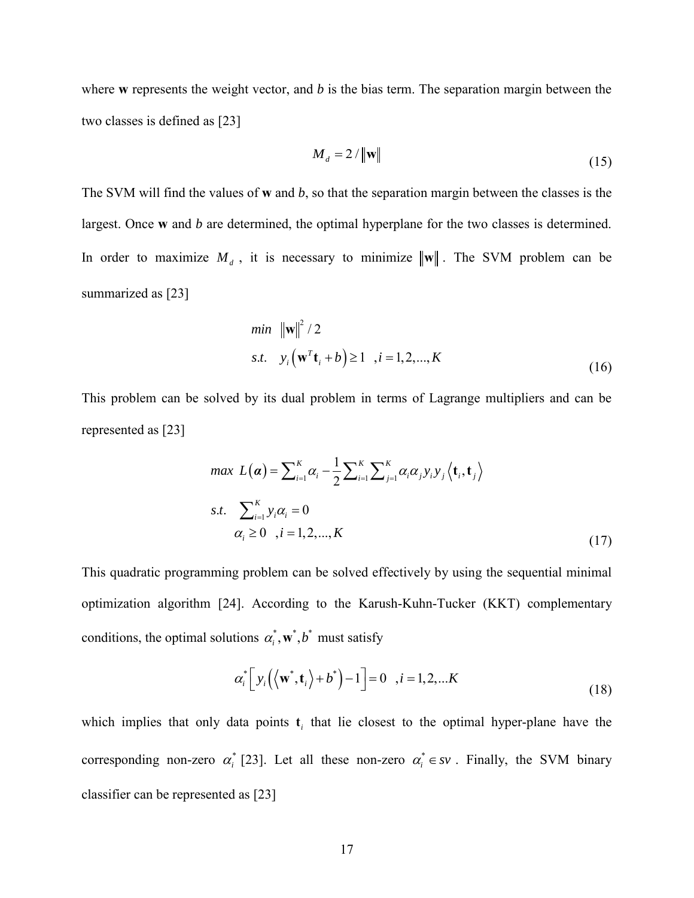where **w** represents the weight vector, and *b* is the bias term. The separation margin between the two classes is defined as [23]

$$M_d = 2/\|\mathbf{w}\| \tag{15}$$

The SVM will find the values of **w** and *b*, so that the separation margin between the classes is the largest. Once **w** and *b* are determined, the optimal hyperplane for the two classes is determined. In order to maximize $M_d$, it is necessary to minimize $\|\mathbf{w}\|$. The SVM problem can be summarized as [23]

$$\begin{aligned} &\min \ \ \|\mathbf{w}\|^2/2 \\ &s.t. \ \ y_i\left(\mathbf{w}^T\mathbf{t}_i + b\right) \geq 1 \ \ , i = 1,2,...,K \end{aligned} \tag{16}$$

This problem can be solved by its dual problem in terms of Lagrange multipliers and can be represented as [23]

$$\begin{aligned} &\max \ L(\boldsymbol{\alpha}) = \sum_{i=1}^{K} \alpha_i - \frac{1}{2}\sum_{i=1}^{K}\sum_{j=1}^{K} \alpha_i \alpha_j y_i y_j \left\langle \mathbf{t}_i, \mathbf{t}_j \right\rangle \\ &s.t. \ \ \sum_{i=1}^{K} y_i \alpha_i = 0 \\ &\qquad \alpha_i \geq 0 \ \ , i = 1,2,...,K \end{aligned} \tag{17}$$

This quadratic programming problem can be solved effectively by using the sequential minimal optimization algorithm [24]. According to the Karush-Kuhn-Tucker (KKT) complementary conditions, the optimal solutions $\alpha_i^*, \mathbf{w}^*, b^*$ must satisfy

$$\alpha_i^*\left[ y_i\left(\left\langle \mathbf{w}^*, \mathbf{t}_i \right\rangle + b^*\right) - 1 \right] = 0 \ \ , i = 1,2,...K \tag{18}$$

which implies that only data points $\mathbf{t}_i$ that lie closest to the optimal hyper-plane have the corresponding non-zero $\alpha_i^*$ [23]. Let all these non-zero $\alpha_i^* \in sv$. Finally, the SVM binary classifier can be represented as [23]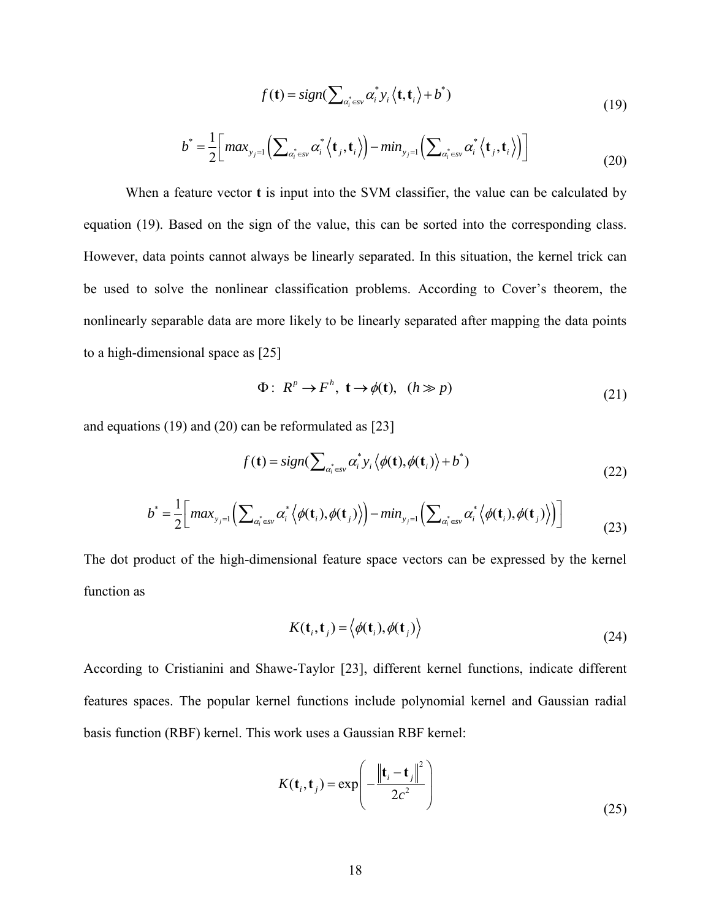$$f(\mathbf{t}) = sign(\sum_{\alpha_i^* \in sv} \alpha_i^* y_i \langle \mathbf{t}, \mathbf{t}_i \rangle + b^*) \tag{19}$$

$$b^* = \frac{1}{2}\left[ max_{y_j=1}\left( \sum_{\alpha_i^* \in sv} \alpha_i^* \langle \mathbf{t}_j, \mathbf{t}_i \rangle \right) - min_{y_j=1}\left( \sum_{\alpha_i^* \in sv} \alpha_i^* \langle \mathbf{t}_j, \mathbf{t}_i \rangle \right) \right] \tag{20}$$

When a feature vector **t** is input into the SVM classifier, the value can be calculated by equation (19). Based on the sign of the value, this can be sorted into the corresponding class. However, data points cannot always be linearly separated. In this situation, the kernel trick can be used to solve the nonlinear classification problems. According to Cover's theorem, the nonlinearly separable data are more likely to be linearly separated after mapping the data points to a high-dimensional space as [25]

$$\Phi: \ R^p \to F^h, \ \mathbf{t} \to \phi(\mathbf{t}), \quad (h \gg p) \tag{21}$$

and equations (19) and (20) can be reformulated as [23]

$$f(\mathbf{t}) = sign(\sum_{\alpha_i^* \in sv} \alpha_i^* y_i \langle \phi(\mathbf{t}), \phi(\mathbf{t}_i) \rangle + b^*) \tag{22}$$

$$b^* = \frac{1}{2}\left[ max_{y_j=1}\left( \sum_{\alpha_i^* \in sv} \alpha_i^* \langle \phi(\mathbf{t}_i), \phi(\mathbf{t}_j) \rangle \right) - min_{y_j=1}\left( \sum_{\alpha_i^* \in sv} \alpha_i^* \langle \phi(\mathbf{t}_i), \phi(\mathbf{t}_j) \rangle \right) \right] \tag{23}$$

The dot product of the high-dimensional feature space vectors can be expressed by the kernel function as

$$K(\mathbf{t}_i, \mathbf{t}_j) = \langle \phi(\mathbf{t}_i), \phi(\mathbf{t}_j) \rangle \tag{24}$$

According to Cristianini and Shawe-Taylor [23], different kernel functions, indicate different features spaces. The popular kernel functions include polynomial kernel and Gaussian radial basis function (RBF) kernel. This work uses a Gaussian RBF kernel:

$$K(\mathbf{t}_i, \mathbf{t}_j) = \exp\left( -\frac{\left\| \mathbf{t}_i - \mathbf{t}_j \right\|^2}{2c^2} \right) \tag{25}$$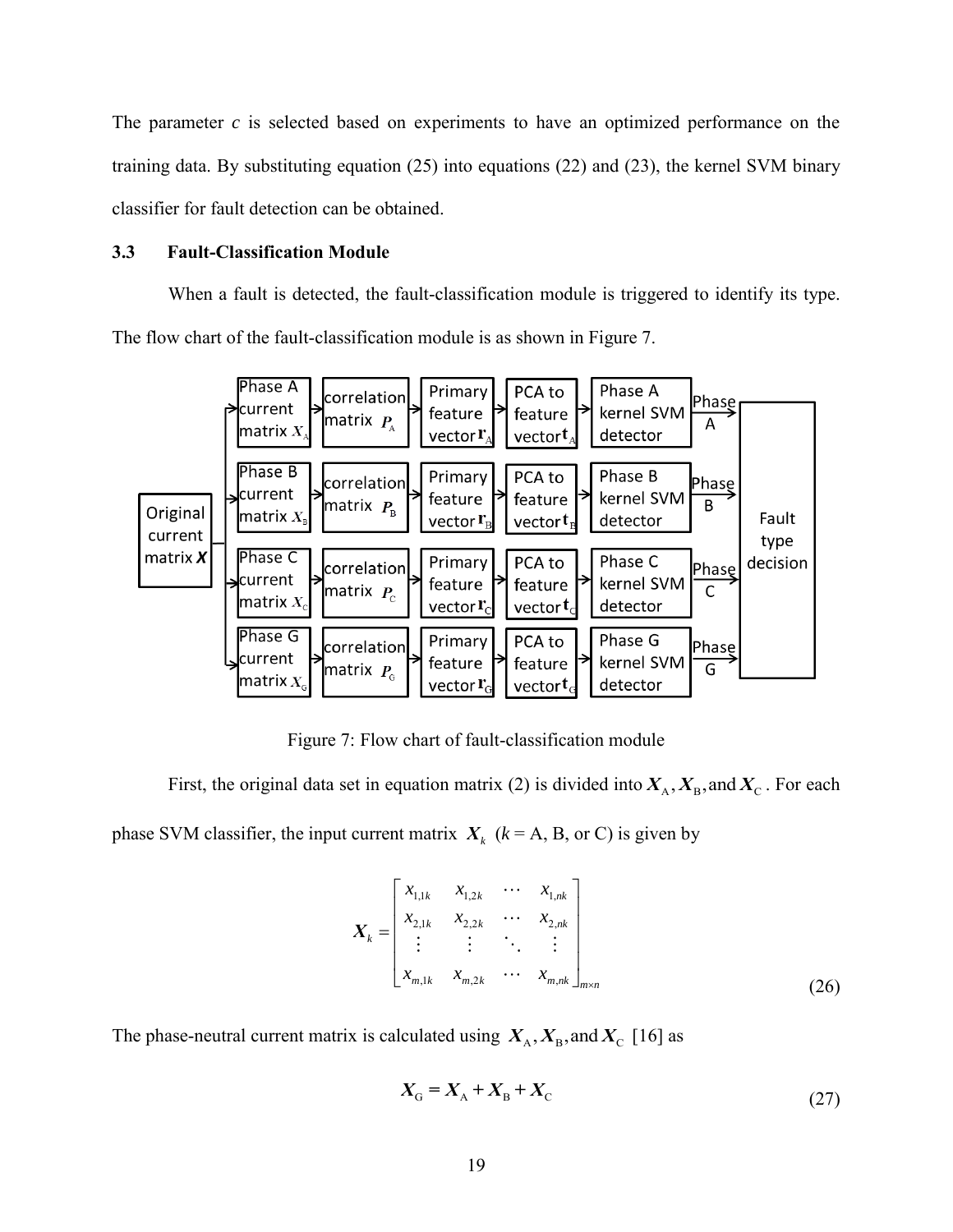The parameter $c$ is selected based on experiments to have an optimized performance on the training data. By substituting equation (25) into equations (22) and (23), the kernel SVM binary classifier for fault detection can be obtained.

### 3.3 Fault-Classification Module

When a fault is detected, the fault-classification module is triggered to identify its type. The flow chart of the fault-classification module is as shown in Figure 7.

Figure 7: Flow chart of fault-classification module

First, the original data set in equation matrix (2) is divided into $\boldsymbol{X}_{\mathrm{A}}, \boldsymbol{X}_{\mathrm{B}},$ and $\boldsymbol{X}_{\mathrm{C}}$. For each phase SVM classifier, the input current matrix $\boldsymbol{X}_k$ ($k$ = A, B, or C) is given by

$$
\boldsymbol{X}_k = \begin{bmatrix} x_{1,1k} & x_{1,2k} & \cdots & x_{1,nk} \\ x_{2,1k} & x_{2,2k} & \cdots & x_{2,nk} \\ \vdots & \vdots & \ddots & \vdots \\ x_{m,1k} & x_{m,2k} & \cdots & x_{m,nk} \end{bmatrix}_{m \times n} \tag{26}
$$

The phase-neutral current matrix is calculated using $\boldsymbol{X}_{\mathrm{A}}, \boldsymbol{X}_{\mathrm{B}},$ and $\boldsymbol{X}_{\mathrm{C}}$ [16] as

$$
\boldsymbol{X}_{\mathrm{G}} = \boldsymbol{X}_{\mathrm{A}} + \boldsymbol{X}_{\mathrm{B}} + \boldsymbol{X}_{\mathrm{C}} \tag{27}
$$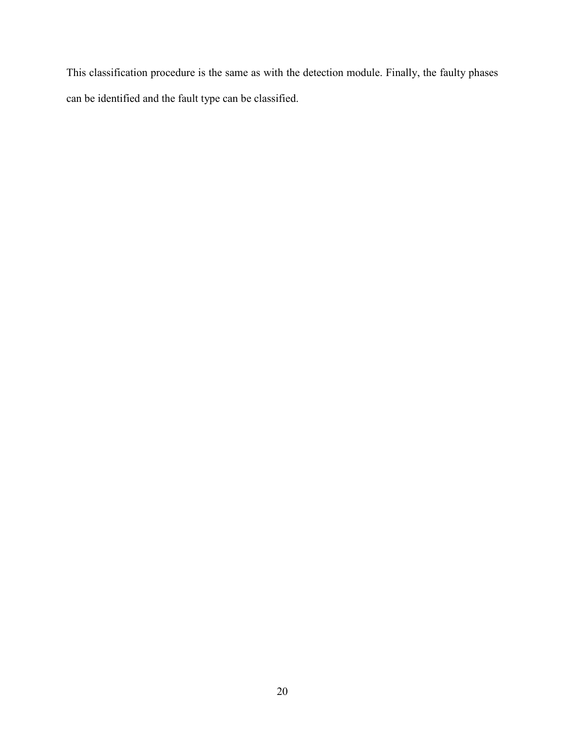This classification procedure is the same as with the detection module. Finally, the faulty phases can be identified and the fault type can be classified.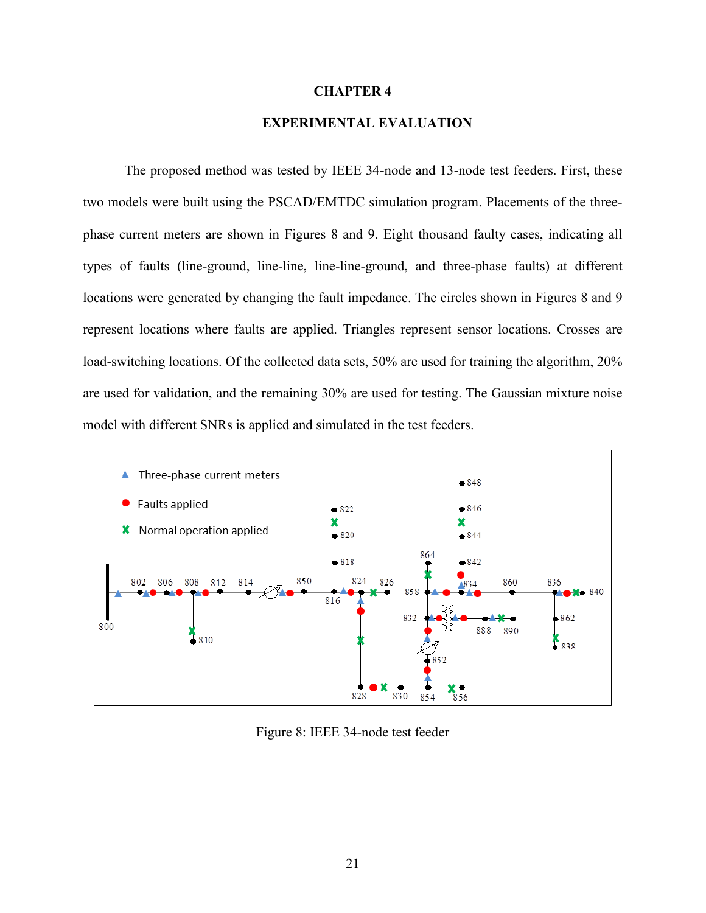# CHAPTER 4

## EXPERIMENTAL EVALUATION

The proposed method was tested by IEEE 34-node and 13-node test feeders. First, these two models were built using the PSCAD/EMTDC simulation program. Placements of the three-phase current meters are shown in Figures 8 and 9. Eight thousand faulty cases, indicating all types of faults (line-ground, line-line, line-line-ground, and three-phase faults) at different locations were generated by changing the fault impedance. The circles shown in Figures 8 and 9 represent locations where faults are applied. Triangles represent sensor locations. Crosses are load-switching locations. Of the collected data sets, 50% are used for training the algorithm, 20% are used for validation, and the remaining 30% are used for testing. The Gaussian mixture noise model with different SNRs is applied and simulated in the test feeders.

Figure 8: IEEE 34-node test feeder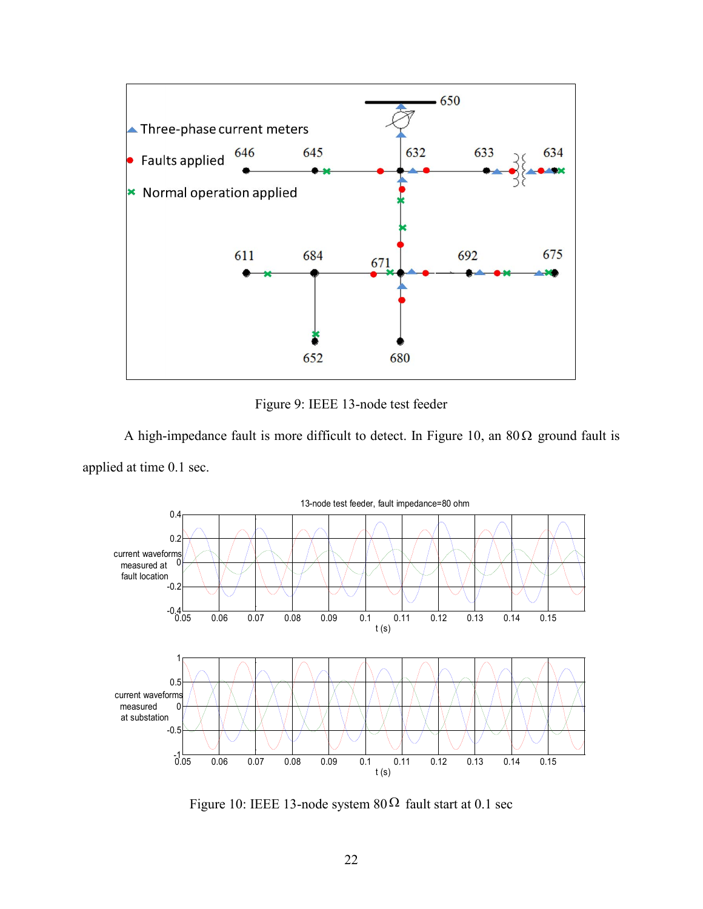Figure 9: IEEE 13-node test feeder

A high-impedance fault is more difficult to detect. In Figure 10, an 80 Ω ground fault is applied at time 0.1 sec.

Figure 10: IEEE 13-node system 80 Ω fault start at 0.1 sec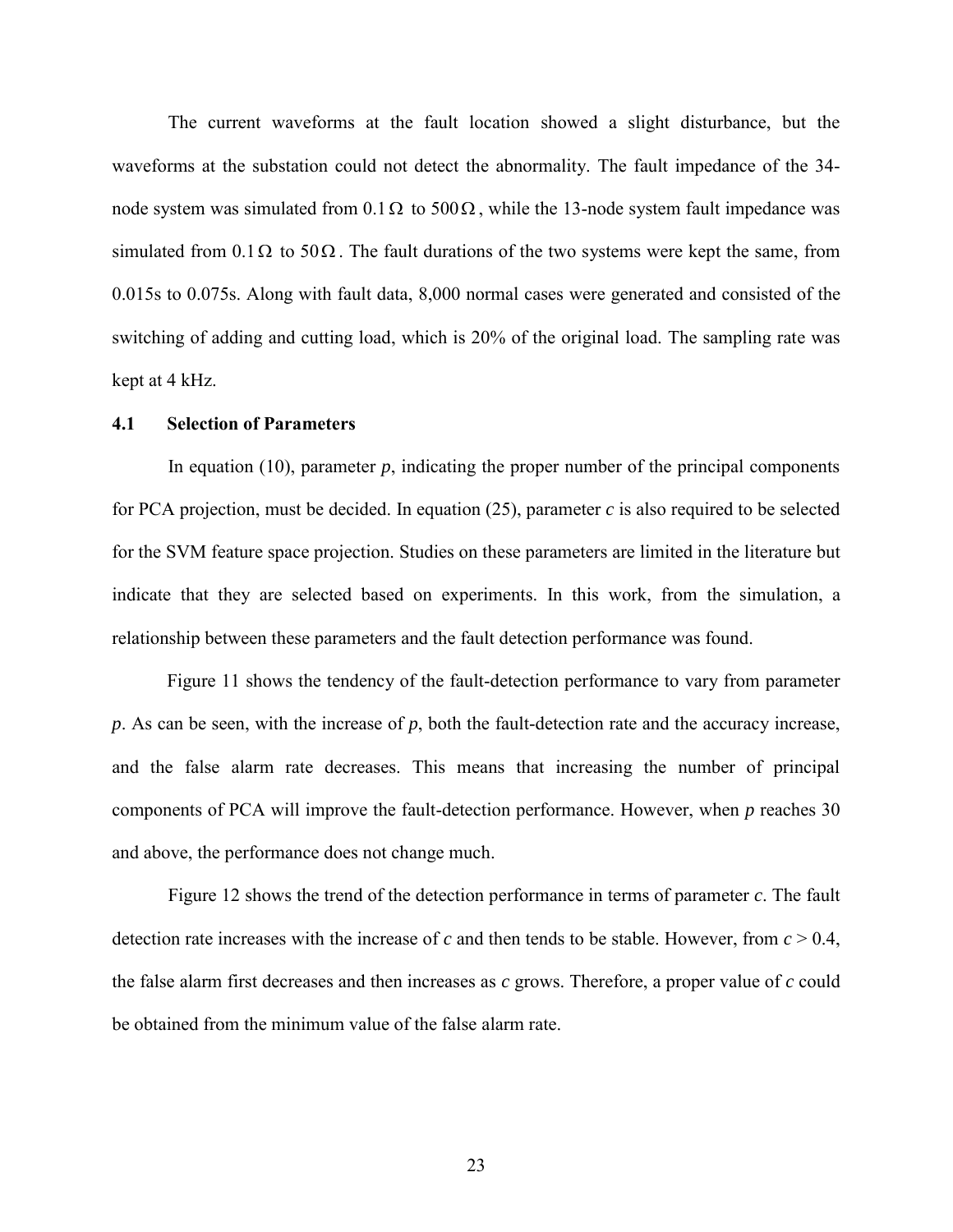The current waveforms at the fault location showed a slight disturbance, but the waveforms at the substation could not detect the abnormality. The fault impedance of the 34-node system was simulated from $0.1\,\Omega$ to $500\,\Omega$, while the 13-node system fault impedance was simulated from $0.1\,\Omega$ to $50\,\Omega$. The fault durations of the two systems were kept the same, from 0.015s to 0.075s. Along with fault data, 8,000 normal cases were generated and consisted of the switching of adding and cutting load, which is 20% of the original load. The sampling rate was kept at 4 kHz.

### 4.1 Selection of Parameters

In equation (10), parameter $p$, indicating the proper number of the principal components for PCA projection, must be decided. In equation (25), parameter $c$ is also required to be selected for the SVM feature space projection. Studies on these parameters are limited in the literature but indicate that they are selected based on experiments. In this work, from the simulation, a relationship between these parameters and the fault detection performance was found.

Figure 11 shows the tendency of the fault-detection performance to vary from parameter $p$. As can be seen, with the increase of $p$, both the fault-detection rate and the accuracy increase, and the false alarm rate decreases. This means that increasing the number of principal components of PCA will improve the fault-detection performance. However, when $p$ reaches 30 and above, the performance does not change much.

Figure 12 shows the trend of the detection performance in terms of parameter $c$. The fault detection rate increases with the increase of $c$ and then tends to be stable. However, from $c > 0.4$, the false alarm first decreases and then increases as $c$ grows. Therefore, a proper value of $c$ could be obtained from the minimum value of the false alarm rate.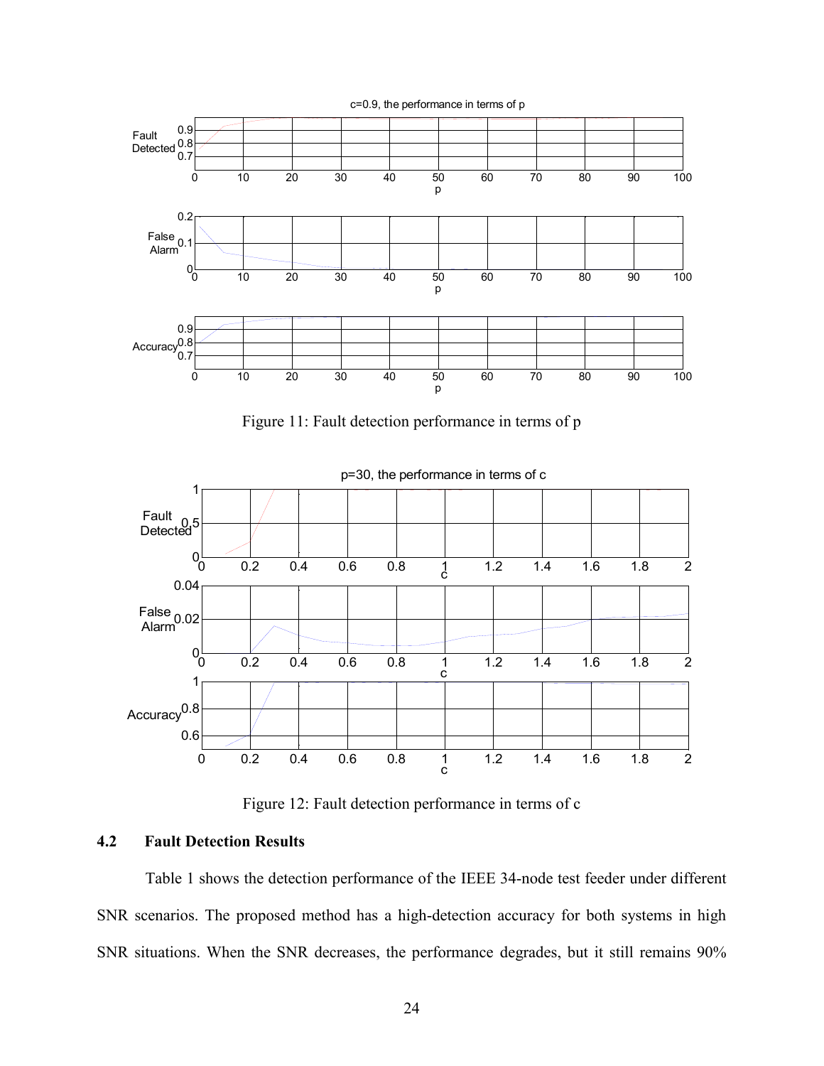Figure 11: Fault detection performance in terms of p

Figure 12: Fault detection performance in terms of c

### 4.2 Fault Detection Results

Table 1 shows the detection performance of the IEEE 34-node test feeder under different SNR scenarios. The proposed method has a high-detection accuracy for both systems in high SNR situations. When the SNR decreases, the performance degrades, but it still remains 90%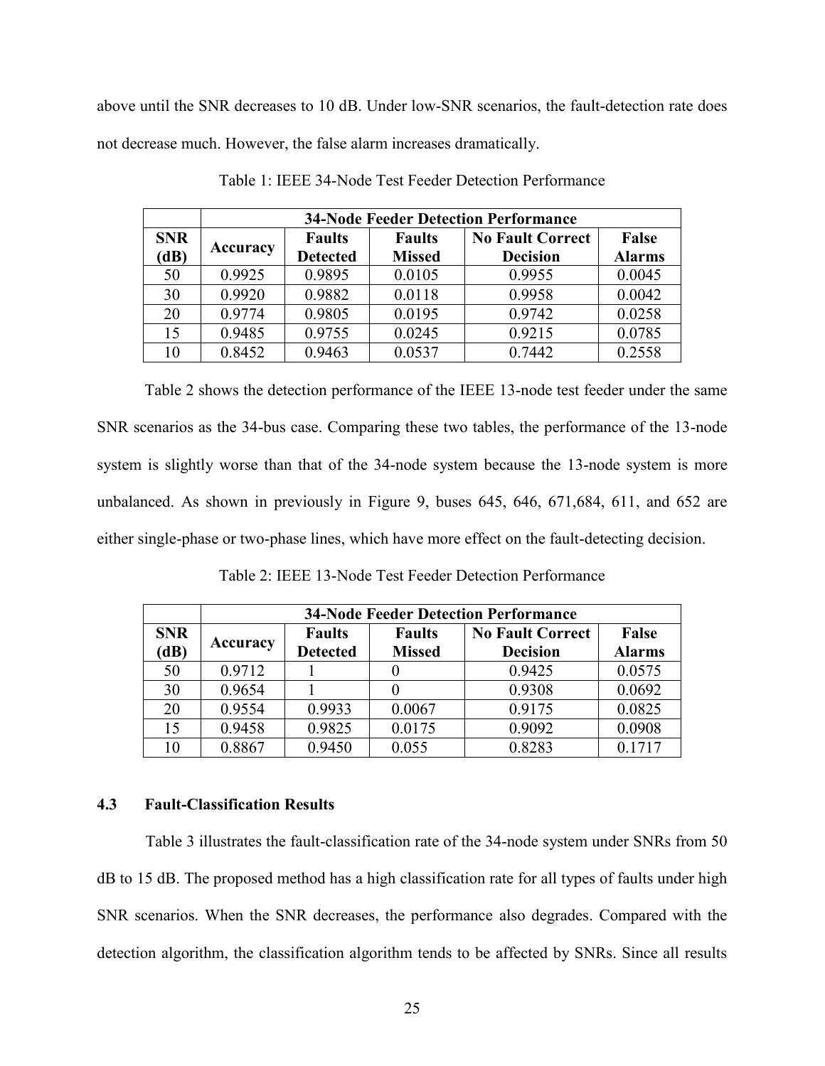above until the SNR decreases to 10 dB. Under low-SNR scenarios, the fault-detection rate does not decrease much. However, the false alarm increases dramatically.

Table 1: IEEE 34-Node Test Feeder Detection Performance

| | 34-Node Feeder Detection Performance | | | | |
|---|---|---|---|---|---|
| **SNR (dB)** | **Accuracy** | **Faults Detected** | **Faults Missed** | **No Fault Correct Decision** | **False Alarms** |
| 50 | 0.9925 | 0.9895 | 0.0105 | 0.9955 | 0.0045 |
| 30 | 0.9920 | 0.9882 | 0.0118 | 0.9958 | 0.0042 |
| 20 | 0.9774 | 0.9805 | 0.0195 | 0.9742 | 0.0258 |
| 15 | 0.9485 | 0.9755 | 0.0245 | 0.9215 | 0.0785 |
| 10 | 0.8452 | 0.9463 | 0.0537 | 0.7442 | 0.2558 |

Table 2 shows the detection performance of the IEEE 13-node test feeder under the same SNR scenarios as the 34-bus case. Comparing these two tables, the performance of the 13-node system is slightly worse than that of the 34-node system because the 13-node system is more unbalanced. As shown in previously in Figure 9, buses 645, 646, 671,684, 611, and 652 are either single-phase or two-phase lines, which have more effect on the fault-detecting decision.

Table 2: IEEE 13-Node Test Feeder Detection Performance

| | 34-Node Feeder Detection Performance | | | | |
|---|---|---|---|---|---|
| **SNR (dB)** | **Accuracy** | **Faults Detected** | **Faults Missed** | **No Fault Correct Decision** | **False Alarms** |
| 50 | 0.9712 | 1 | 0 | 0.9425 | 0.0575 |
| 30 | 0.9654 | 1 | 0 | 0.9308 | 0.0692 |
| 20 | 0.9554 | 0.9933 | 0.0067 | 0.9175 | 0.0825 |
| 15 | 0.9458 | 0.9825 | 0.0175 | 0.9092 | 0.0908 |
| 10 | 0.8867 | 0.9450 | 0.055 | 0.8283 | 0.1717 |

### 4.3 Fault-Classification Results

Table 3 illustrates the fault-classification rate of the 34-node system under SNRs from 50 dB to 15 dB. The proposed method has a high classification rate for all types of faults under high SNR scenarios. When the SNR decreases, the performance also degrades. Compared with the detection algorithm, the classification algorithm tends to be affected by SNRs. Since all results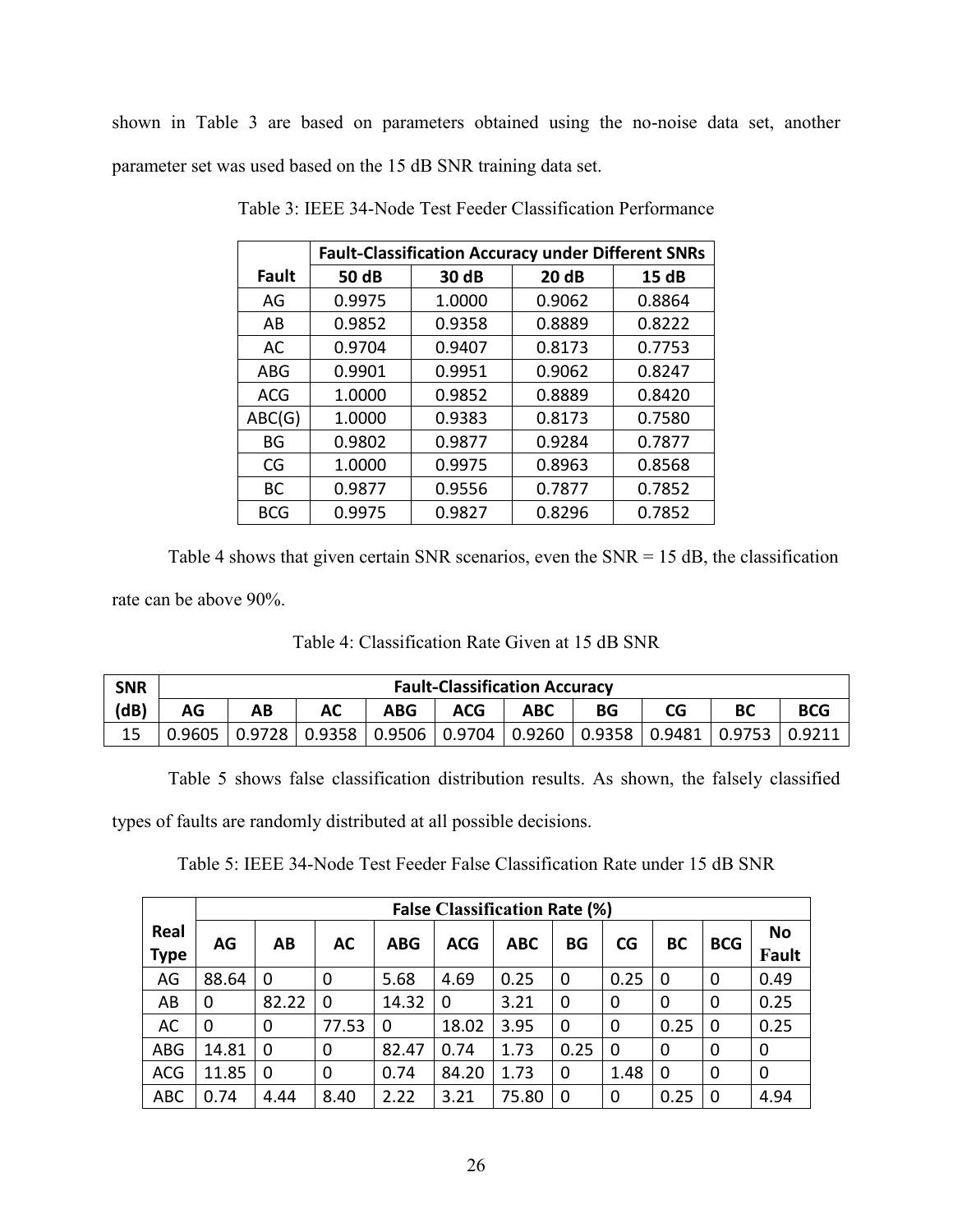shown in Table 3 are based on parameters obtained using the no-noise data set, another parameter set was used based on the 15 dB SNR training data set.

Table 3: IEEE 34-Node Test Feeder Classification Performance

| Fault | Fault-Classification Accuracy under Different SNRs | | | |
|---|---|---|---|---|
| | 50 dB | 30 dB | 20 dB | 15 dB |
| AG | 0.9975 | 1.0000 | 0.9062 | 0.8864 |
| AB | 0.9852 | 0.9358 | 0.8889 | 0.8222 |
| AC | 0.9704 | 0.9407 | 0.8173 | 0.7753 |
| ABG | 0.9901 | 0.9951 | 0.9062 | 0.8247 |
| ACG | 1.0000 | 0.9852 | 0.8889 | 0.8420 |
| ABC(G) | 1.0000 | 0.9383 | 0.8173 | 0.7580 |
| BG | 0.9802 | 0.9877 | 0.9284 | 0.7877 |
| CG | 1.0000 | 0.9975 | 0.8963 | 0.8568 |
| BC | 0.9877 | 0.9556 | 0.7877 | 0.7852 |
| BCG | 0.9975 | 0.9827 | 0.8296 | 0.7852 |

Table 4 shows that given certain SNR scenarios, even the SNR = 15 dB, the classification rate can be above 90%.

Table 4: Classification Rate Given at 15 dB SNR

| SNR (dB) | Fault-Classification Accuracy | | | | | | | | | |
|---|---|---|---|---|---|---|---|---|---|---|
| | AG | AB | AC | ABG | ACG | ABC | BG | CG | BC | BCG |
| 15 | 0.9605 | 0.9728 | 0.9358 | 0.9506 | 0.9704 | 0.9260 | 0.9358 | 0.9481 | 0.9753 | 0.9211 |

Table 5 shows false classification distribution results. As shown, the falsely classified types of faults are randomly distributed at all possible decisions.

Table 5: IEEE 34-Node Test Feeder False Classification Rate under 15 dB SNR

| Real Type | False Classification Rate (%) | | | | | | | | | | |
|---|---|---|---|---|---|---|---|---|---|---|---|
| | AG | AB | AC | ABG | ACG | ABC | BG | CG | BC | BCG | No Fault |
| AG | 88.64 | 0 | 0 | 5.68 | 4.69 | 0.25 | 0 | 0.25 | 0 | 0 | 0.49 |
| AB | 0 | 82.22 | 0 | 14.32 | 0 | 3.21 | 0 | 0 | 0 | 0 | 0.25 |
| AC | 0 | 0 | 77.53 | 0 | 18.02 | 3.95 | 0 | 0 | 0.25 | 0 | 0.25 |
| ABG | 14.81 | 0 | 0 | 82.47 | 0.74 | 1.73 | 0.25 | 0 | 0 | 0 | 0 |
| ACG | 11.85 | 0 | 0 | 0.74 | 84.20 | 1.73 | 0 | 1.48 | 0 | 0 | 0 |
| ABC | 0.74 | 4.44 | 8.40 | 2.22 | 3.21 | 75.80 | 0 | 0 | 0.25 | 0 | 4.94 |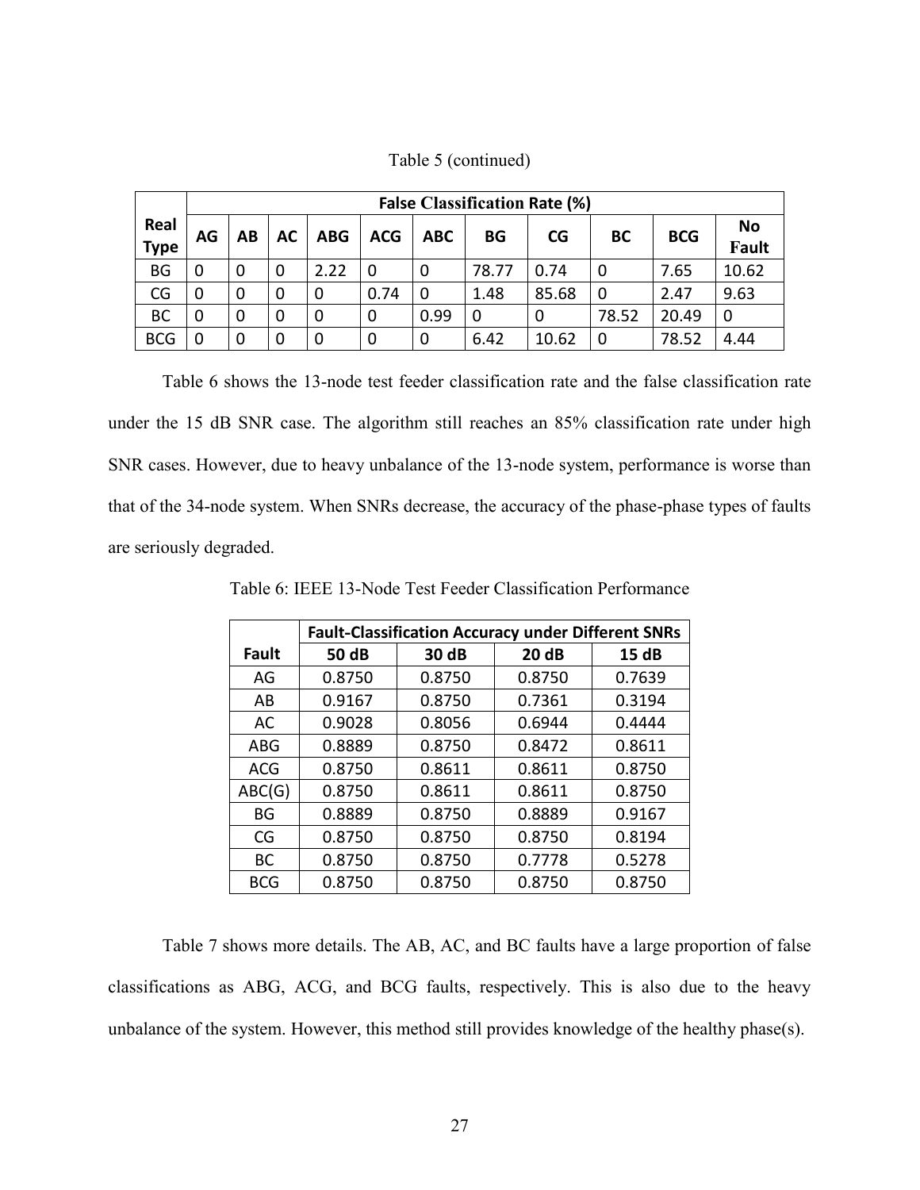Table 5 (continued)

| Real Type | False Classification Rate (%) | | | | | | | | | | |
|---|---|---|---|---|---|---|---|---|---|---|---|
| | AG | AB | AC | ABG | ACG | ABC | BG | CG | BC | BCG | No Fault |
| BG | 0 | 0 | 0 | 2.22 | 0 | 0 | 78.77 | 0.74 | 0 | 7.65 | 10.62 |
| CG | 0 | 0 | 0 | 0 | 0.74 | 0 | 1.48 | 85.68 | 0 | 2.47 | 9.63 |
| BC | 0 | 0 | 0 | 0 | 0 | 0.99 | 0 | 0 | 78.52 | 20.49 | 0 |
| BCG | 0 | 0 | 0 | 0 | 0 | 0 | 6.42 | 10.62 | 0 | 78.52 | 4.44 |

Table 6 shows the 13-node test feeder classification rate and the false classification rate under the 15 dB SNR case. The algorithm still reaches an 85% classification rate under high SNR cases. However, due to heavy unbalance of the 13-node system, performance is worse than that of the 34-node system. When SNRs decrease, the accuracy of the phase-phase types of faults are seriously degraded.

Table 6: IEEE 13-Node Test Feeder Classification Performance

| Fault | Fault-Classification Accuracy under Different SNRs | | | |
|---|---|---|---|---|
| | 50 dB | 30 dB | 20 dB | 15 dB |
| AG | 0.8750 | 0.8750 | 0.8750 | 0.7639 |
| AB | 0.9167 | 0.8750 | 0.7361 | 0.3194 |
| AC | 0.9028 | 0.8056 | 0.6944 | 0.4444 |
| ABG | 0.8889 | 0.8750 | 0.8472 | 0.8611 |
| ACG | 0.8750 | 0.8611 | 0.8611 | 0.8750 |
| ABC(G) | 0.8750 | 0.8611 | 0.8611 | 0.8750 |
| BG | 0.8889 | 0.8750 | 0.8889 | 0.9167 |
| CG | 0.8750 | 0.8750 | 0.8750 | 0.8194 |
| BC | 0.8750 | 0.8750 | 0.7778 | 0.5278 |
| BCG | 0.8750 | 0.8750 | 0.8750 | 0.8750 |

Table 7 shows more details. The AB, AC, and BC faults have a large proportion of false classifications as ABG, ACG, and BCG faults, respectively. This is also due to the heavy unbalance of the system. However, this method still provides knowledge of the healthy phase(s).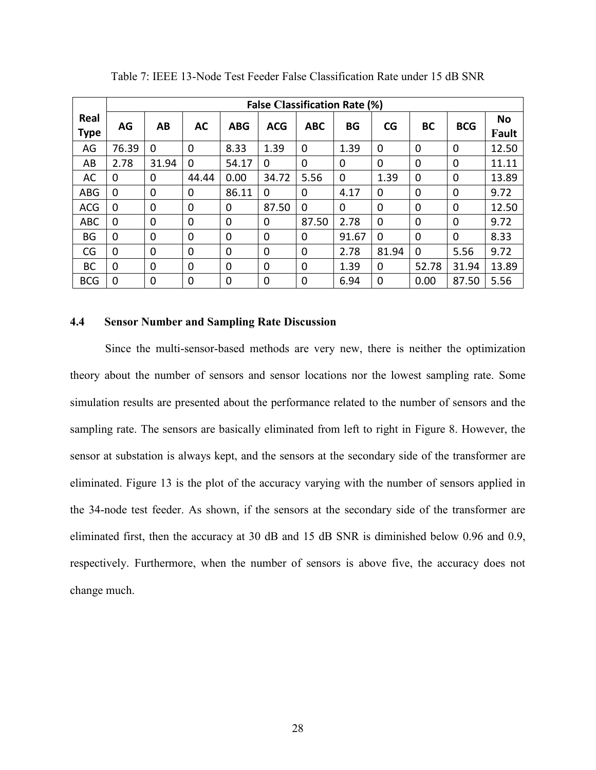Table 7: IEEE 13-Node Test Feeder False Classification Rate under 15 dB SNR

| Real Type | False Classification Rate (%) | | | | | | | | | | |
|---|---|---|---|---|---|---|---|---|---|---|---|
| | AG | AB | AC | ABG | ACG | ABC | BG | CG | BC | BCG | No Fault |
| AG | 76.39 | 0 | 0 | 8.33 | 1.39 | 0 | 1.39 | 0 | 0 | 0 | 12.50 |
| AB | 2.78 | 31.94 | 0 | 54.17 | 0 | 0 | 0 | 0 | 0 | 0 | 11.11 |
| AC | 0 | 0 | 44.44 | 0.00 | 34.72 | 5.56 | 0 | 1.39 | 0 | 0 | 13.89 |
| ABG | 0 | 0 | 0 | 86.11 | 0 | 0 | 4.17 | 0 | 0 | 0 | 9.72 |
| ACG | 0 | 0 | 0 | 0 | 87.50 | 0 | 0 | 0 | 0 | 0 | 12.50 |
| ABC | 0 | 0 | 0 | 0 | 0 | 87.50 | 2.78 | 0 | 0 | 0 | 9.72 |
| BG | 0 | 0 | 0 | 0 | 0 | 0 | 91.67 | 0 | 0 | 0 | 8.33 |
| CG | 0 | 0 | 0 | 0 | 0 | 0 | 2.78 | 81.94 | 0 | 5.56 | 9.72 |
| BC | 0 | 0 | 0 | 0 | 0 | 0 | 1.39 | 0 | 52.78 | 31.94 | 13.89 |
| BCG | 0 | 0 | 0 | 0 | 0 | 0 | 6.94 | 0 | 0.00 | 87.50 | 5.56 |

### 4.4 Sensor Number and Sampling Rate Discussion

Since the multi-sensor-based methods are very new, there is neither the optimization theory about the number of sensors and sensor locations nor the lowest sampling rate. Some simulation results are presented about the performance related to the number of sensors and the sampling rate. The sensors are basically eliminated from left to right in Figure 8. However, the sensor at substation is always kept, and the sensors at the secondary side of the transformer are eliminated. Figure 13 is the plot of the accuracy varying with the number of sensors applied in the 34-node test feeder. As shown, if the sensors at the secondary side of the transformer are eliminated first, then the accuracy at 30 dB and 15 dB SNR is diminished below 0.96 and 0.9, respectively. Furthermore, when the number of sensors is above five, the accuracy does not change much.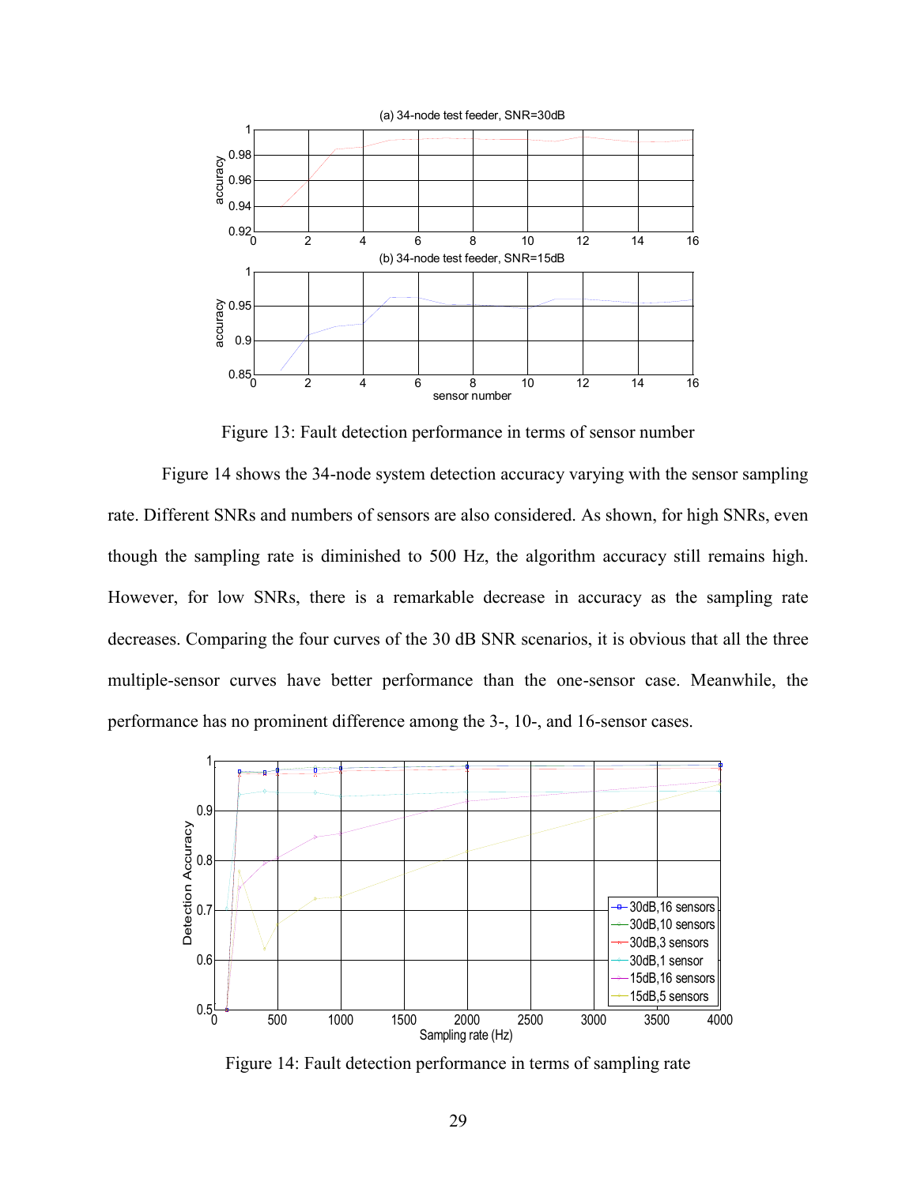Figure 13: Fault detection performance in terms of sensor number

Figure 14 shows the 34-node system detection accuracy varying with the sensor sampling rate. Different SNRs and numbers of sensors are also considered. As shown, for high SNRs, even though the sampling rate is diminished to 500 Hz, the algorithm accuracy still remains high. However, for low SNRs, there is a remarkable decrease in accuracy as the sampling rate decreases. Comparing the four curves of the 30 dB SNR scenarios, it is obvious that all the three multiple-sensor curves have better performance than the one-sensor case. Meanwhile, the performance has no prominent difference among the 3-, 10-, and 16-sensor cases.

Figure 14: Fault detection performance in terms of sampling rate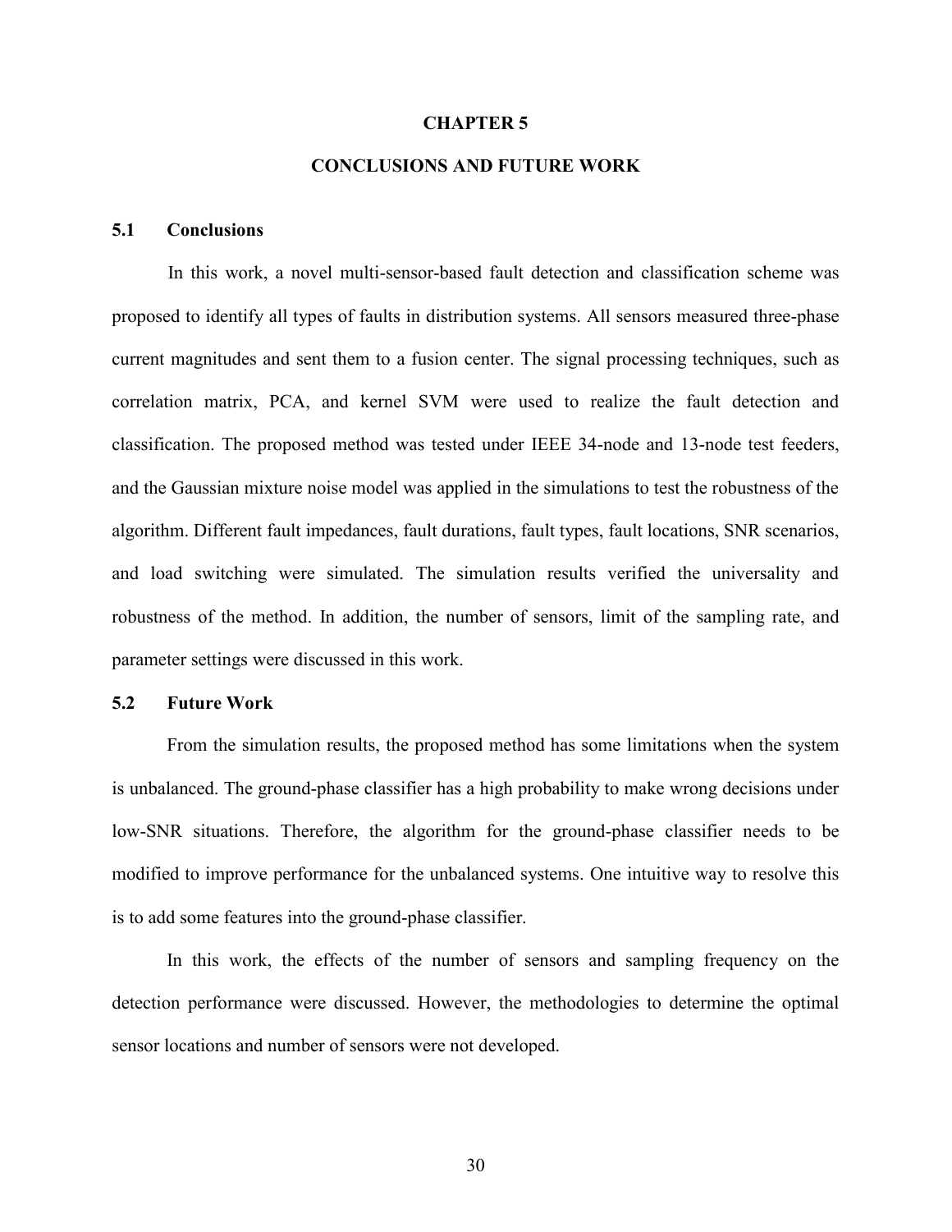# CHAPTER 5

# CONCLUSIONS AND FUTURE WORK

## 5.1 Conclusions

In this work, a novel multi-sensor-based fault detection and classification scheme was proposed to identify all types of faults in distribution systems. All sensors measured three-phase current magnitudes and sent them to a fusion center. The signal processing techniques, such as correlation matrix, PCA, and kernel SVM were used to realize the fault detection and classification. The proposed method was tested under IEEE 34-node and 13-node test feeders, and the Gaussian mixture noise model was applied in the simulations to test the robustness of the algorithm. Different fault impedances, fault durations, fault types, fault locations, SNR scenarios, and load switching were simulated. The simulation results verified the universality and robustness of the method. In addition, the number of sensors, limit of the sampling rate, and parameter settings were discussed in this work.

## 5.2 Future Work

From the simulation results, the proposed method has some limitations when the system is unbalanced. The ground-phase classifier has a high probability to make wrong decisions under low-SNR situations. Therefore, the algorithm for the ground-phase classifier needs to be modified to improve performance for the unbalanced systems. One intuitive way to resolve this is to add some features into the ground-phase classifier.

In this work, the effects of the number of sensors and sampling frequency on the detection performance were discussed. However, the methodologies to determine the optimal sensor locations and number of sensors were not developed.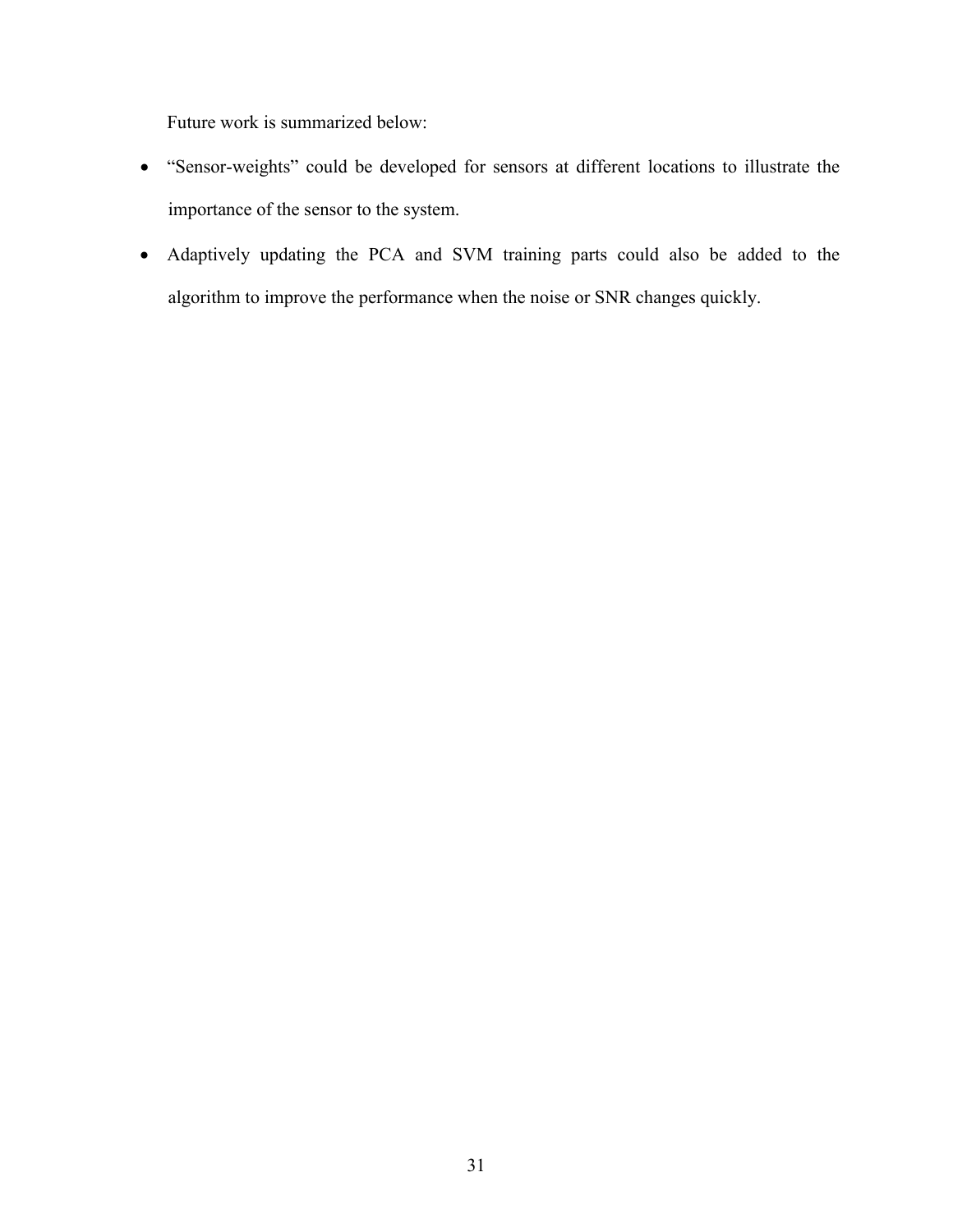Future work is summarized below:

- "Sensor-weights" could be developed for sensors at different locations to illustrate the importance of the sensor to the system.
- Adaptively updating the PCA and SVM training parts could also be added to the algorithm to improve the performance when the noise or SNR changes quickly.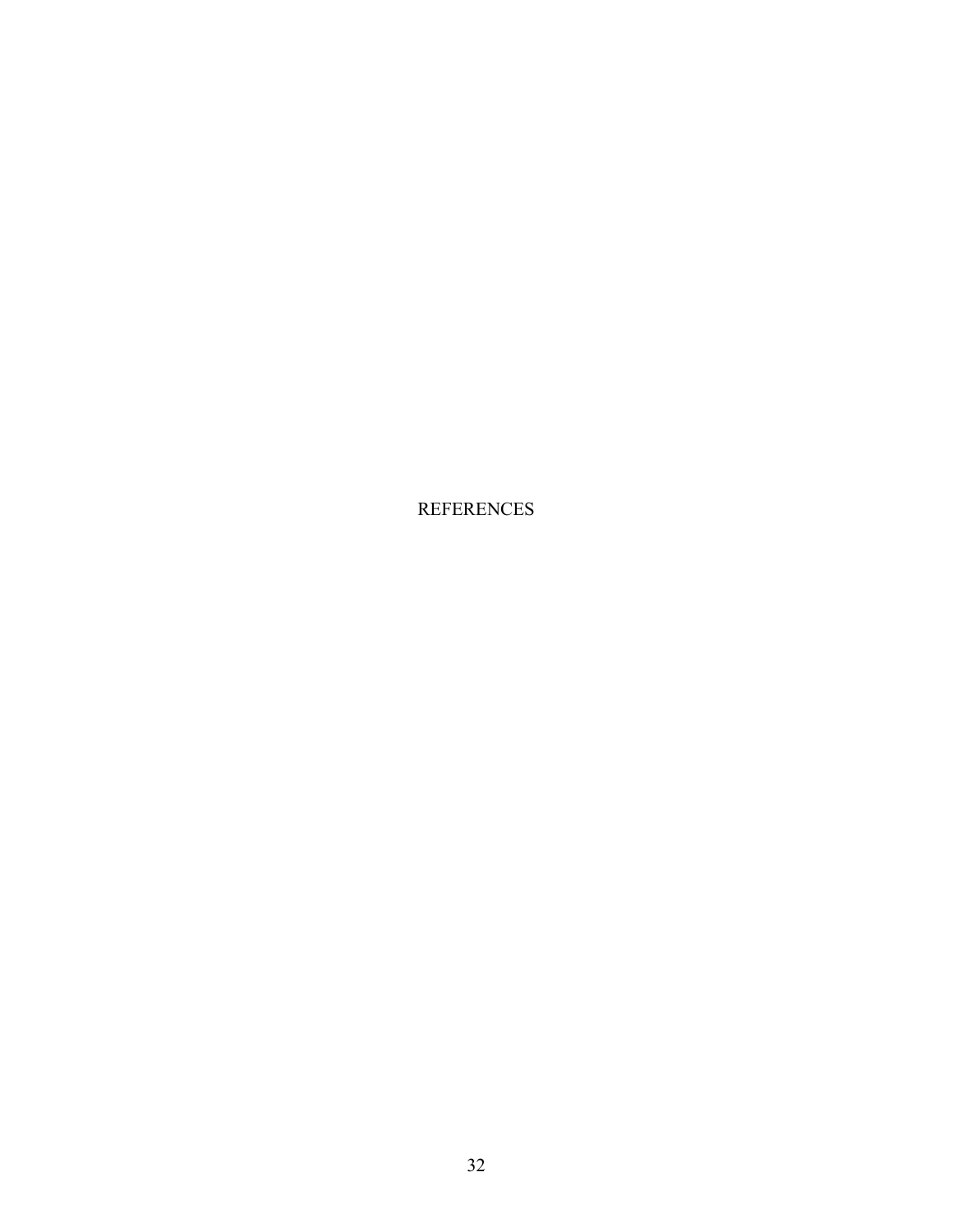# REFERENCES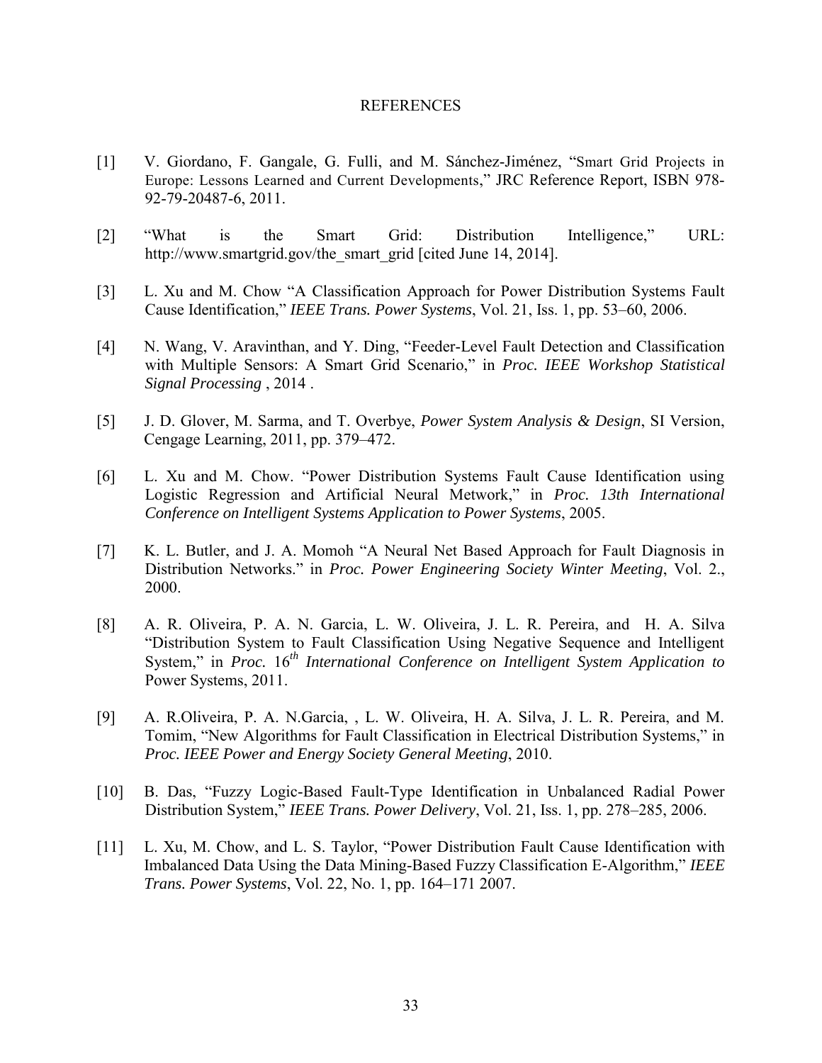# REFERENCES

[1] V. Giordano, F. Gangale, G. Fulli, and M. Sánchez-Jiménez, "Smart Grid Projects in Europe: Lessons Learned and Current Developments," JRC Reference Report, ISBN 978-92-79-20487-6, 2011.

[2] "What is the Smart Grid: Distribution Intelligence," URL: http://www.smartgrid.gov/the_smart_grid [cited June 14, 2014].

[3] L. Xu and M. Chow "A Classification Approach for Power Distribution Systems Fault Cause Identification," *IEEE Trans. Power Systems*, Vol. 21, Iss. 1, pp. 53–60, 2006.

[4] N. Wang, V. Aravinthan, and Y. Ding, "Feeder-Level Fault Detection and Classification with Multiple Sensors: A Smart Grid Scenario," in *Proc. IEEE Workshop Statistical Signal Processing* , 2014 .

[5] J. D. Glover, M. Sarma, and T. Overbye, *Power System Analysis & Design*, SI Version, Cengage Learning, 2011, pp. 379–472.

[6] L. Xu and M. Chow. "Power Distribution Systems Fault Cause Identification using Logistic Regression and Artificial Neural Metwork," in *Proc. 13th International Conference on Intelligent Systems Application to Power Systems*, 2005.

[7] K. L. Butler, and J. A. Momoh "A Neural Net Based Approach for Fault Diagnosis in Distribution Networks." in *Proc. Power Engineering Society Winter Meeting*, Vol. 2., 2000.

[8] A. R. Oliveira, P. A. N. Garcia, L. W. Oliveira, J. L. R. Pereira, and H. A. Silva "Distribution System to Fault Classification Using Negative Sequence and Intelligent System," in *Proc.* 16$^{th}$ *International Conference on Intelligent System Application to* Power Systems, 2011.

[9] A. R.Oliveira, P. A. N.Garcia, , L. W. Oliveira, H. A. Silva, J. L. R. Pereira, and M. Tomim, "New Algorithms for Fault Classification in Electrical Distribution Systems," in *Proc. IEEE Power and Energy Society General Meeting*, 2010.

[10] B. Das, "Fuzzy Logic-Based Fault-Type Identification in Unbalanced Radial Power Distribution System," *IEEE Trans. Power Delivery*, Vol. 21, Iss. 1, pp. 278–285, 2006.

[11] L. Xu, M. Chow, and L. S. Taylor, "Power Distribution Fault Cause Identification with Imbalanced Data Using the Data Mining-Based Fuzzy Classification E-Algorithm," *IEEE Trans. Power Systems*, Vol. 22, No. 1, pp. 164–171 2007.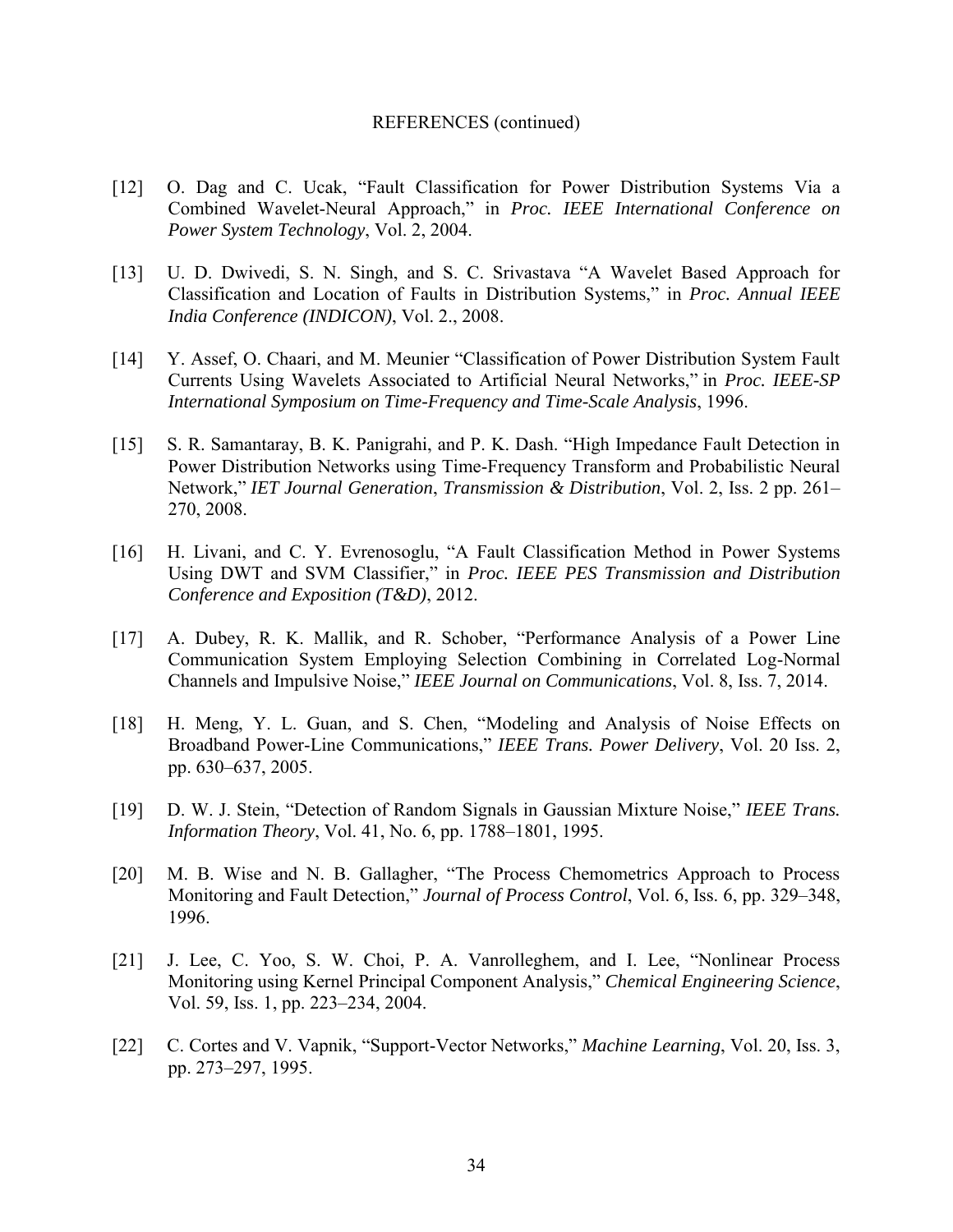REFERENCES (continued)

[12] O. Dag and C. Ucak, "Fault Classification for Power Distribution Systems Via a Combined Wavelet-Neural Approach," in *Proc. IEEE International Conference on Power System Technology*, Vol. 2, 2004.

[13] U. D. Dwivedi, S. N. Singh, and S. C. Srivastava "A Wavelet Based Approach for Classification and Location of Faults in Distribution Systems," in *Proc. Annual IEEE India Conference (INDICON)*, Vol. 2., 2008.

[14] Y. Assef, O. Chaari, and M. Meunier "Classification of Power Distribution System Fault Currents Using Wavelets Associated to Artificial Neural Networks," in *Proc. IEEE-SP International Symposium on Time-Frequency and Time-Scale Analysis*, 1996.

[15] S. R. Samantaray, B. K. Panigrahi, and P. K. Dash. "High Impedance Fault Detection in Power Distribution Networks using Time-Frequency Transform and Probabilistic Neural Network," *IET Journal Generation*, *Transmission & Distribution*, Vol. 2, Iss. 2 pp. 261–270, 2008.

[16] H. Livani, and C. Y. Evrenosoglu, "A Fault Classification Method in Power Systems Using DWT and SVM Classifier," in *Proc. IEEE PES Transmission and Distribution Conference and Exposition (T&D)*, 2012.

[17] A. Dubey, R. K. Mallik, and R. Schober, "Performance Analysis of a Power Line Communication System Employing Selection Combining in Correlated Log-Normal Channels and Impulsive Noise," *IEEE Journal on Communications*, Vol. 8, Iss. 7, 2014.

[18] H. Meng, Y. L. Guan, and S. Chen, "Modeling and Analysis of Noise Effects on Broadband Power-Line Communications," *IEEE Trans. Power Delivery*, Vol. 20 Iss. 2, pp. 630–637, 2005.

[19] D. W. J. Stein, "Detection of Random Signals in Gaussian Mixture Noise," *IEEE Trans. Information Theory*, Vol. 41, No. 6, pp. 1788–1801, 1995.

[20] M. B. Wise and N. B. Gallagher, "The Process Chemometrics Approach to Process Monitoring and Fault Detection," *Journal of Process Control*, Vol. 6, Iss. 6, pp. 329–348, 1996.

[21] J. Lee, C. Yoo, S. W. Choi, P. A. Vanrolleghem, and I. Lee, "Nonlinear Process Monitoring using Kernel Principal Component Analysis," *Chemical Engineering Science*, Vol. 59, Iss. 1, pp. 223–234, 2004.

[22] C. Cortes and V. Vapnik, "Support-Vector Networks," *Machine Learning*, Vol. 20, Iss. 3, pp. 273–297, 1995.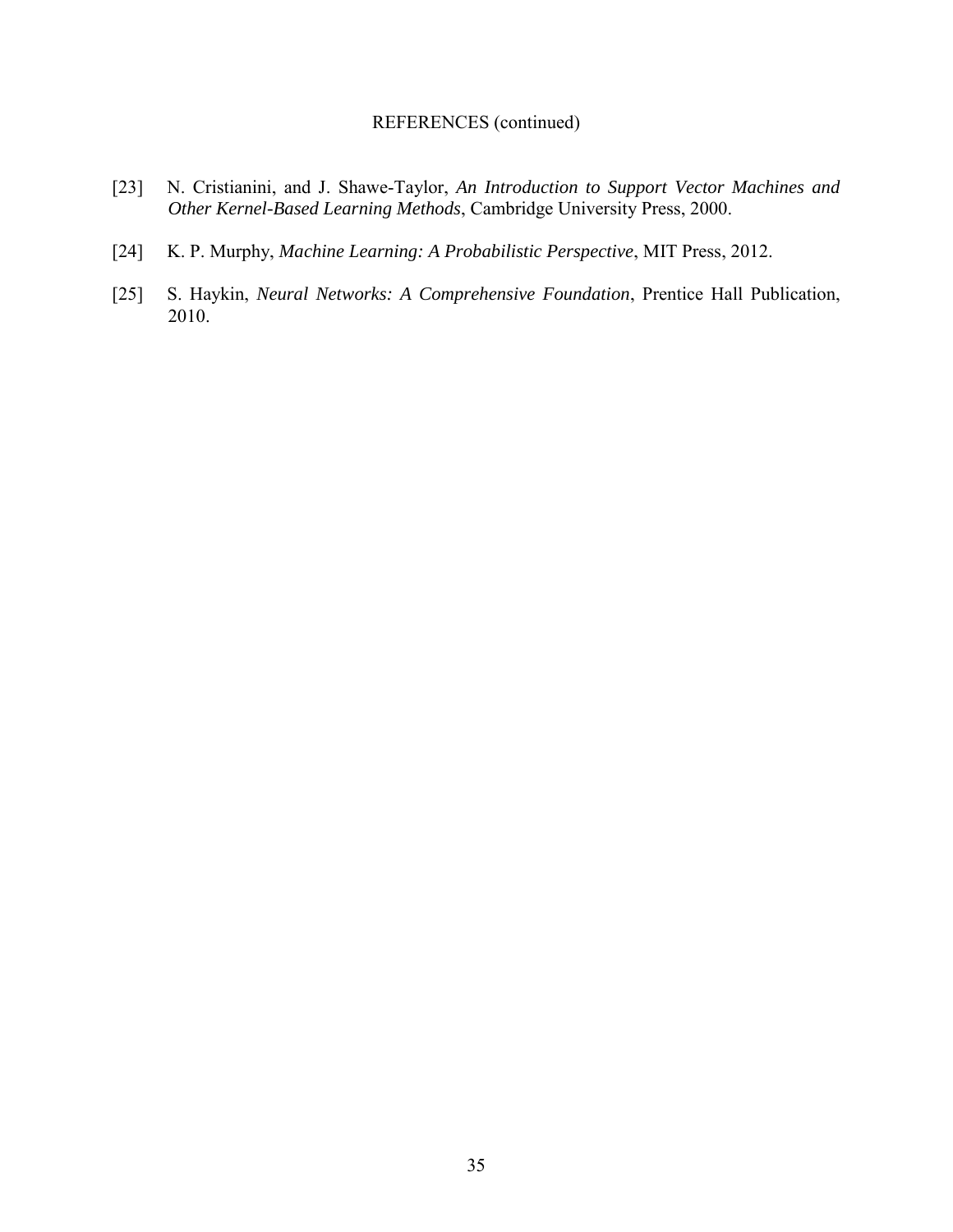REFERENCES (continued)

[23] N. Cristianini, and J. Shawe-Taylor, *An Introduction to Support Vector Machines and Other Kernel-Based Learning Methods*, Cambridge University Press, 2000.

[24] K. P. Murphy, *Machine Learning: A Probabilistic Perspective*, MIT Press, 2012.

[25] S. Haykin, *Neural Networks: A Comprehensive Foundation*, Prentice Hall Publication, 2010.